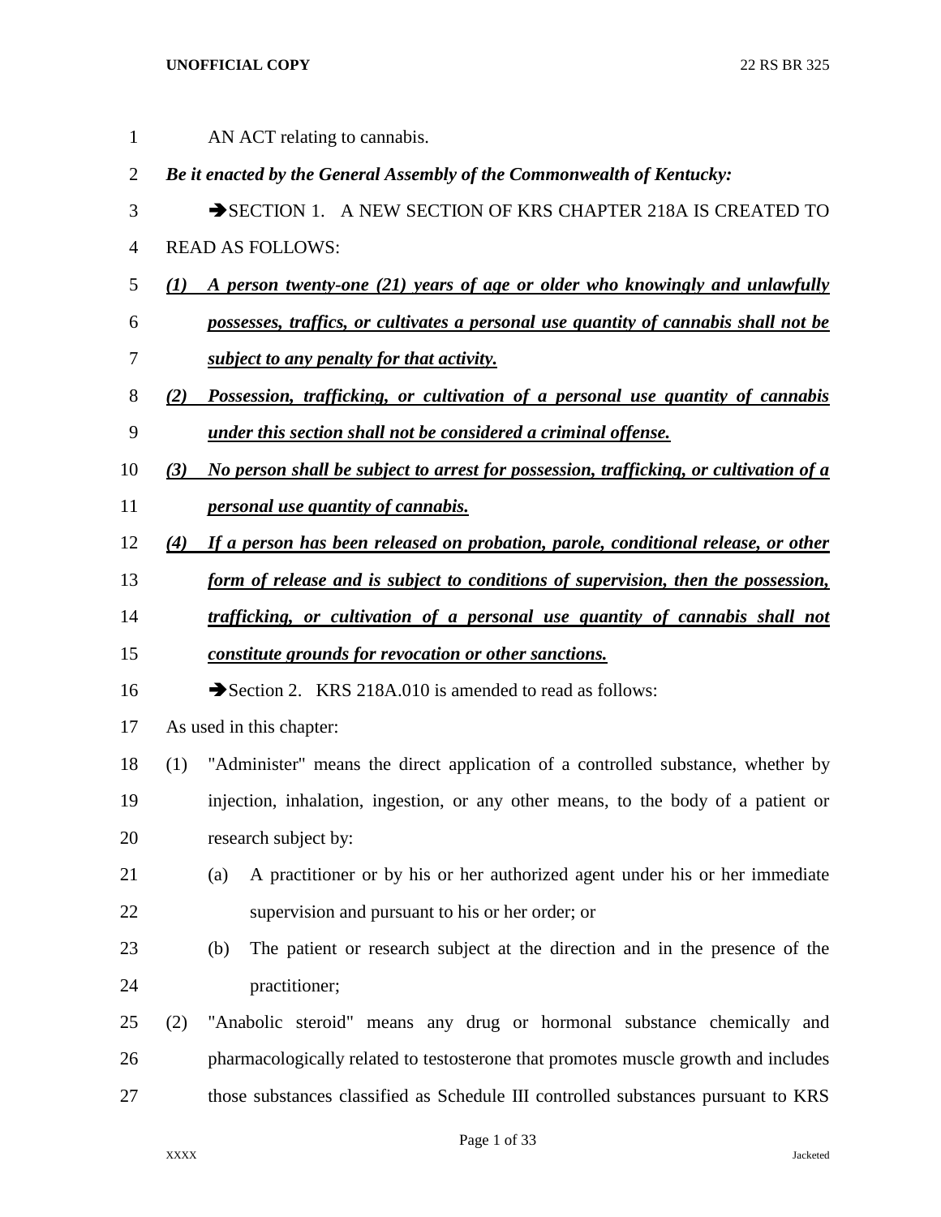AN ACT relating to cannabis.

***Be it enacted by the General Assembly of the Commonwealth of Kentucky:***

➔SECTION 1. A NEW SECTION OF KRS CHAPTER 218A IS CREATED TO READ AS FOLLOWS:

***(1) A person twenty-one (21) years of age or older who knowingly and unlawfully possesses, traffics, or cultivates a personal use quantity of cannabis shall not be subject to any penalty for that activity.***

***(2) Possession, trafficking, or cultivation of a personal use quantity of cannabis under this section shall not be considered a criminal offense.***

***(3) No person shall be subject to arrest for possession, trafficking, or cultivation of a personal use quantity of cannabis.***

***(4) If a person has been released on probation, parole, conditional release, or other form of release and is subject to conditions of supervision, then the possession, trafficking, or cultivation of a personal use quantity of cannabis shall not constitute grounds for revocation or other sanctions.***

➔Section 2. KRS 218A.010 is amended to read as follows:

As used in this chapter:

(1) "Administer" means the direct application of a controlled substance, whether by injection, inhalation, ingestion, or any other means, to the body of a patient or research subject by:

(a) A practitioner or by his or her authorized agent under his or her immediate supervision and pursuant to his or her order; or

(b) The patient or research subject at the direction and in the presence of the practitioner;

(2) "Anabolic steroid" means any drug or hormonal substance chemically and pharmacologically related to testosterone that promotes muscle growth and includes those substances classified as Schedule III controlled substances pursuant to KRS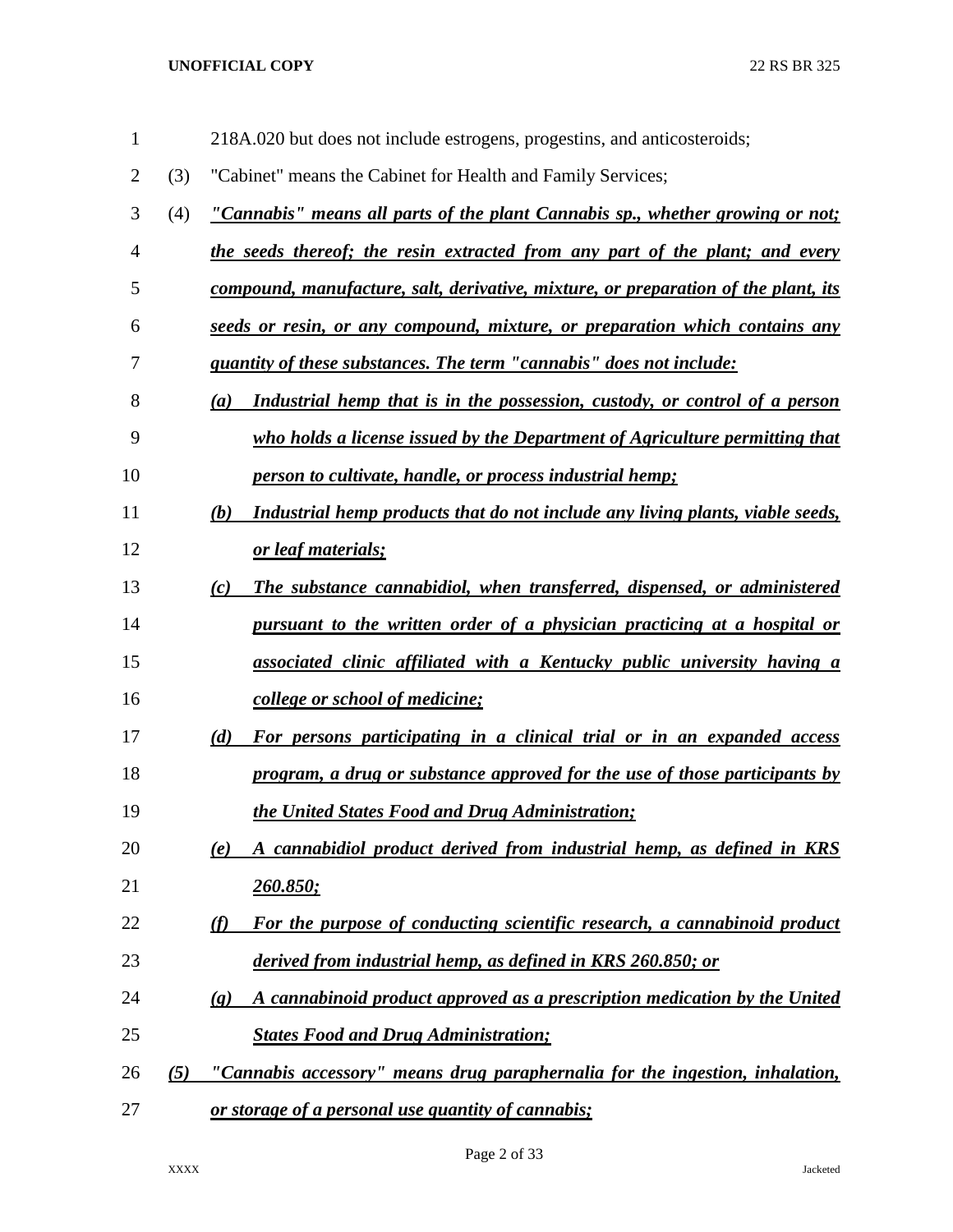218A.020 but does not include estrogens, progestins, and anticosteroids;

(3) "Cabinet" means the Cabinet for Health and Family Services;

(4) ***"Cannabis" means all parts of the plant Cannabis sp., whether growing or not; the seeds thereof; the resin extracted from any part of the plant; and every compound, manufacture, salt, derivative, mixture, or preparation of the plant, its seeds or resin, or any compound, mixture, or preparation which contains any quantity of these substances. The term "cannabis" does not include:***

***(a) Industrial hemp that is in the possession, custody, or control of a person who holds a license issued by the Department of Agriculture permitting that person to cultivate, handle, or process industrial hemp;***

***(b) Industrial hemp products that do not include any living plants, viable seeds, or leaf materials;***

***(c) The substance cannabidiol, when transferred, dispensed, or administered pursuant to the written order of a physician practicing at a hospital or associated clinic affiliated with a Kentucky public university having a college or school of medicine;***

***(d) For persons participating in a clinical trial or in an expanded access program, a drug or substance approved for the use of those participants by the United States Food and Drug Administration;***

***(e) A cannabidiol product derived from industrial hemp, as defined in KRS 260.850;***

***(f) For the purpose of conducting scientific research, a cannabinoid product derived from industrial hemp, as defined in KRS 260.850; or***

***(g) A cannabinoid product approved as a prescription medication by the United States Food and Drug Administration;***

***(5) "Cannabis accessory" means drug paraphernalia for the ingestion, inhalation, or storage of a personal use quantity of cannabis;***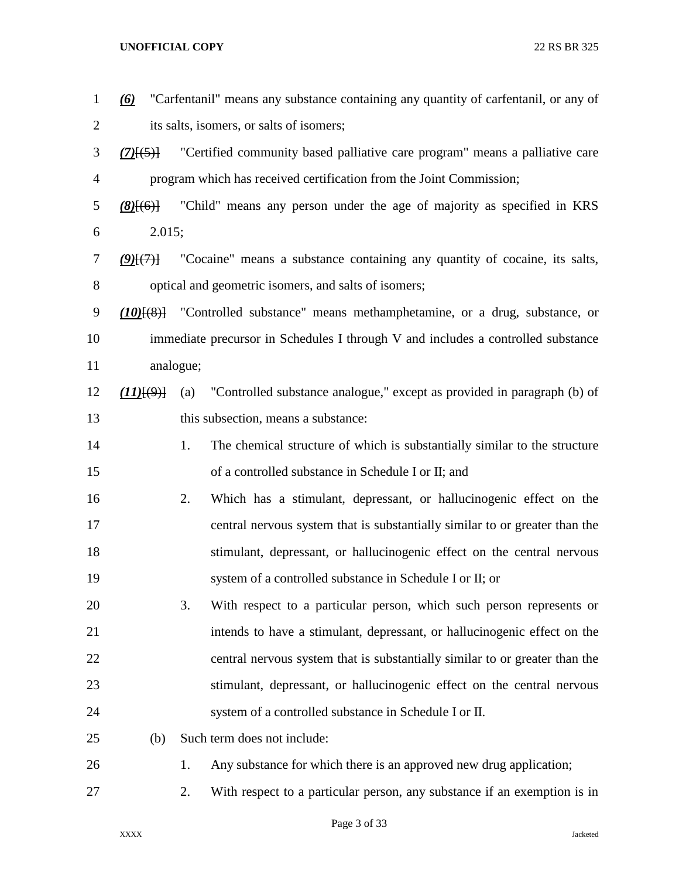*(6)* "Carfentanil" means any substance containing any quantity of carfentanil, or any of its salts, isomers, or salts of isomers;

*(7)*[(5)] "Certified community based palliative care program" means a palliative care program which has received certification from the Joint Commission;

*(8)*[(6)] "Child" means any person under the age of majority as specified in KRS 2.015;

*(9)*[(7)] "Cocaine" means a substance containing any quantity of cocaine, its salts, optical and geometric isomers, and salts of isomers;

*(10)*[(8)] "Controlled substance" means methamphetamine, or a drug, substance, or immediate precursor in Schedules I through V and includes a controlled substance analogue;

*(11)*[(9)] (a) "Controlled substance analogue," except as provided in paragraph (b) of this subsection, means a substance:

1. The chemical structure of which is substantially similar to the structure of a controlled substance in Schedule I or II; and
2. Which has a stimulant, depressant, or hallucinogenic effect on the central nervous system that is substantially similar to or greater than the stimulant, depressant, or hallucinogenic effect on the central nervous system of a controlled substance in Schedule I or II; or
3. With respect to a particular person, which such person represents or intends to have a stimulant, depressant, or hallucinogenic effect on the central nervous system that is substantially similar to or greater than the stimulant, depressant, or hallucinogenic effect on the central nervous system of a controlled substance in Schedule I or II.

(b) Such term does not include:

1. Any substance for which there is an approved new drug application;
2. With respect to a particular person, any substance if an exemption is in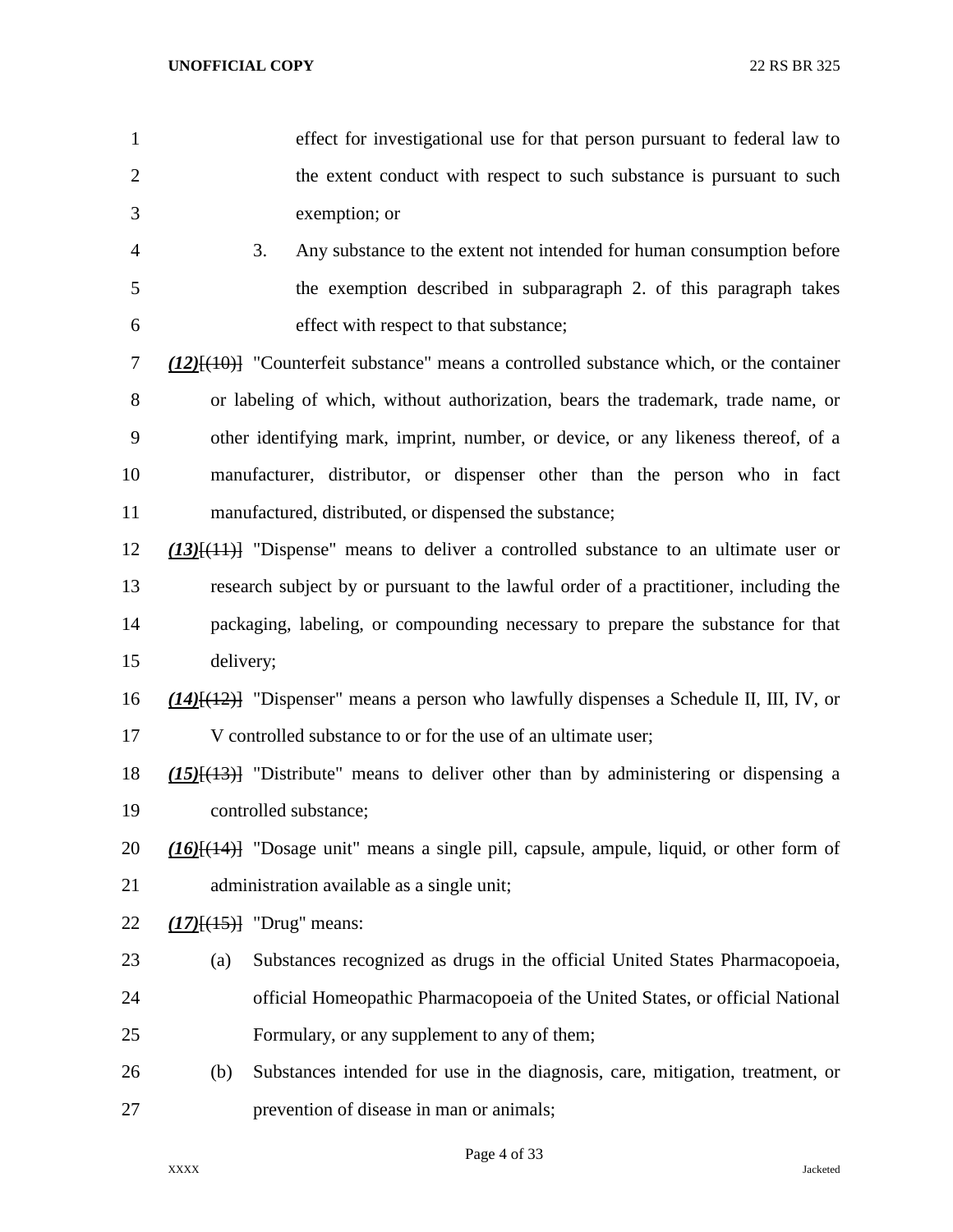effect for investigational use for that person pursuant to federal law to the extent conduct with respect to such substance is pursuant to such exemption; or

3. Any substance to the extent not intended for human consumption before the exemption described in subparagraph 2. of this paragraph takes effect with respect to that substance;

***(12)***~~[(10)]~~ "Counterfeit substance" means a controlled substance which, or the container or labeling of which, without authorization, bears the trademark, trade name, or other identifying mark, imprint, number, or device, or any likeness thereof, of a manufacturer, distributor, or dispenser other than the person who in fact manufactured, distributed, or dispensed the substance;

***(13)***~~[(11)]~~ "Dispense" means to deliver a controlled substance to an ultimate user or research subject by or pursuant to the lawful order of a practitioner, including the packaging, labeling, or compounding necessary to prepare the substance for that delivery;

***(14)***~~[(12)]~~ "Dispenser" means a person who lawfully dispenses a Schedule II, III, IV, or V controlled substance to or for the use of an ultimate user;

***(15)***~~[(13)]~~ "Distribute" means to deliver other than by administering or dispensing a controlled substance;

***(16)***~~[(14)]~~ "Dosage unit" means a single pill, capsule, ampule, liquid, or other form of administration available as a single unit;

***(17)***~~[(15)]~~ "Drug" means:

(a) Substances recognized as drugs in the official United States Pharmacopoeia, official Homeopathic Pharmacopoeia of the United States, or official National Formulary, or any supplement to any of them;

(b) Substances intended for use in the diagnosis, care, mitigation, treatment, or prevention of disease in man or animals;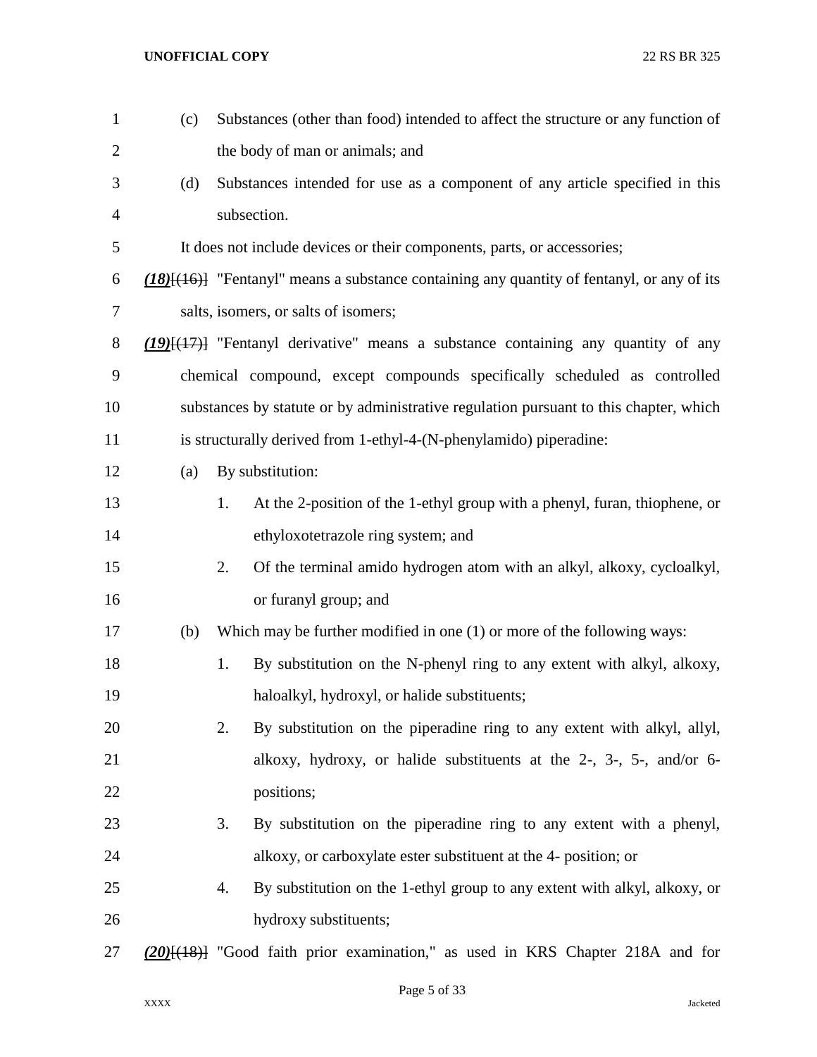(c) Substances (other than food) intended to affect the structure or any function of the body of man or animals; and

(d) Substances intended for use as a component of any article specified in this subsection.

It does not include devices or their components, parts, or accessories;

***(18)***~~[(16)]~~ "Fentanyl" means a substance containing any quantity of fentanyl, or any of its salts, isomers, or salts of isomers;

***(19)***~~[(17)]~~ "Fentanyl derivative" means a substance containing any quantity of any chemical compound, except compounds specifically scheduled as controlled substances by statute or by administrative regulation pursuant to this chapter, which is structurally derived from 1-ethyl-4-(N-phenylamido) piperadine:

(a) By substitution:

1. At the 2-position of the 1-ethyl group with a phenyl, furan, thiophene, or ethyloxotetrazole ring system; and
2. Of the terminal amido hydrogen atom with an alkyl, alkoxy, cycloalkyl, or furanyl group; and

(b) Which may be further modified in one (1) or more of the following ways:

1. By substitution on the N-phenyl ring to any extent with alkyl, alkoxy, haloalkyl, hydroxyl, or halide substituents;
2. By substitution on the piperadine ring to any extent with alkyl, allyl, alkoxy, hydroxy, or halide substituents at the 2-, 3-, 5-, and/or 6- positions;
3. By substitution on the piperadine ring to any extent with a phenyl, alkoxy, or carboxylate ester substituent at the 4- position; or
4. By substitution on the 1-ethyl group to any extent with alkyl, alkoxy, or hydroxy substituents;

***(20)***~~[(18)]~~ "Good faith prior examination," as used in KRS Chapter 218A and for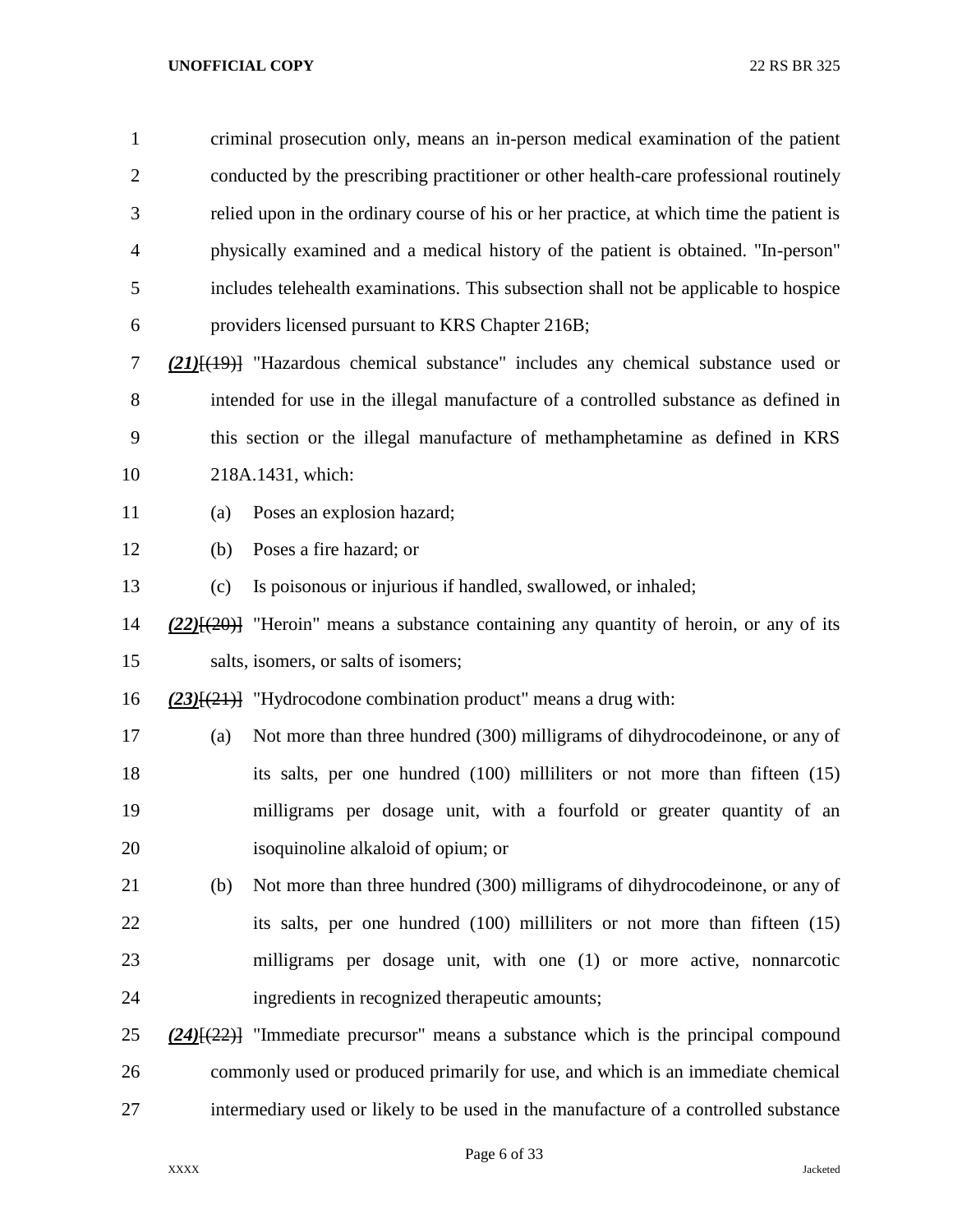criminal prosecution only, means an in-person medical examination of the patient conducted by the prescribing practitioner or other health-care professional routinely relied upon in the ordinary course of his or her practice, at which time the patient is physically examined and a medical history of the patient is obtained. "In-person" includes telehealth examinations. This subsection shall not be applicable to hospice providers licensed pursuant to KRS Chapter 216B;

***(21)***[(19)] "Hazardous chemical substance" includes any chemical substance used or intended for use in the illegal manufacture of a controlled substance as defined in this section or the illegal manufacture of methamphetamine as defined in KRS 218A.1431, which:

(a) Poses an explosion hazard;

(b) Poses a fire hazard; or

(c) Is poisonous or injurious if handled, swallowed, or inhaled;

***(22)***[(20)] "Heroin" means a substance containing any quantity of heroin, or any of its salts, isomers, or salts of isomers;

***(23)***[(21)] "Hydrocodone combination product" means a drug with:

(a) Not more than three hundred (300) milligrams of dihydrocodeinone, or any of its salts, per one hundred (100) milliliters or not more than fifteen (15) milligrams per dosage unit, with a fourfold or greater quantity of an isoquinoline alkaloid of opium; or

(b) Not more than three hundred (300) milligrams of dihydrocodeinone, or any of its salts, per one hundred (100) milliliters or not more than fifteen (15) milligrams per dosage unit, with one (1) or more active, nonnarcotic ingredients in recognized therapeutic amounts;

***(24)***[(22)] "Immediate precursor" means a substance which is the principal compound commonly used or produced primarily for use, and which is an immediate chemical intermediary used or likely to be used in the manufacture of a controlled substance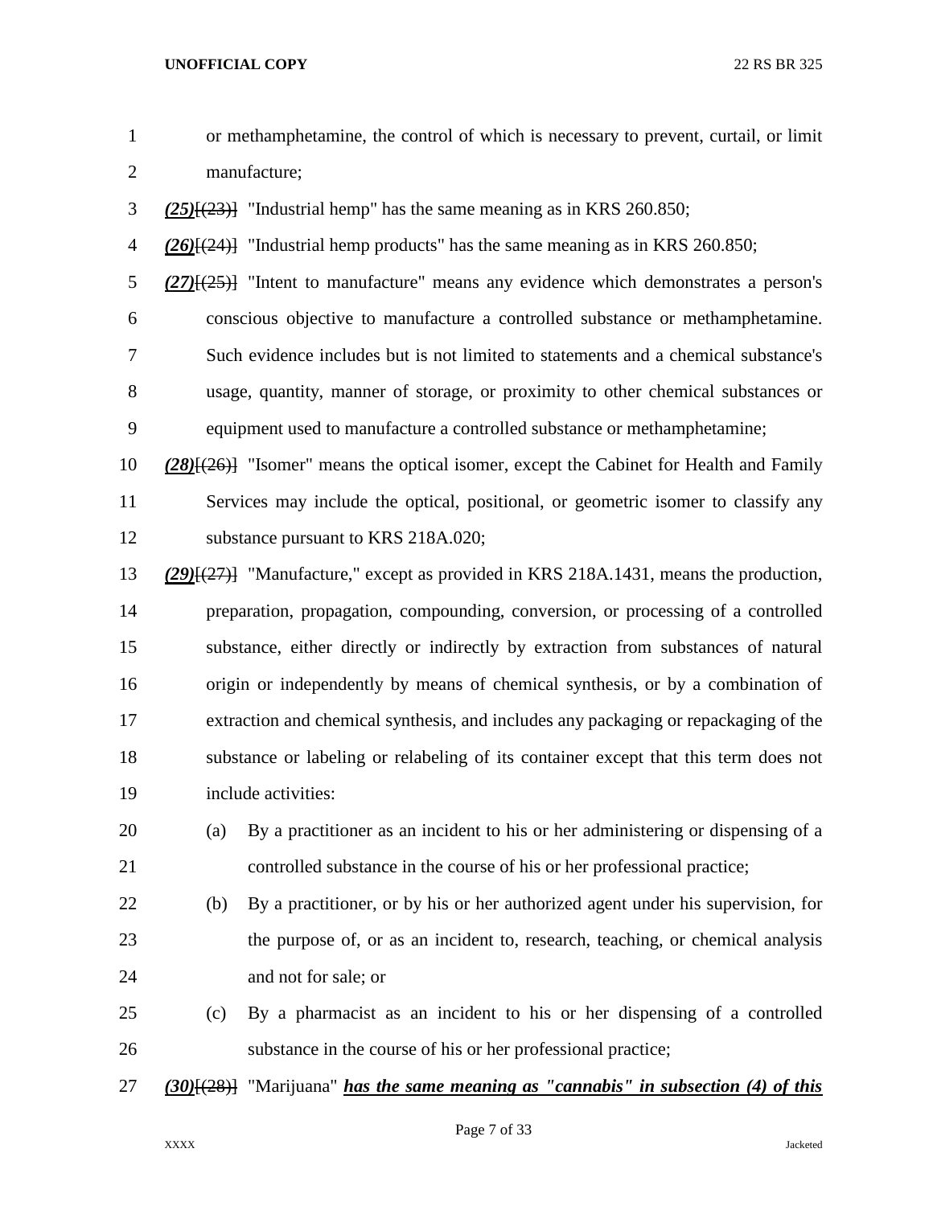or methamphetamine, the control of which is necessary to prevent, curtail, or limit manufacture;

***(25)***[(23)] "Industrial hemp" has the same meaning as in KRS 260.850;

***(26)***[(24)] "Industrial hemp products" has the same meaning as in KRS 260.850;

***(27)***[(25)] "Intent to manufacture" means any evidence which demonstrates a person's conscious objective to manufacture a controlled substance or methamphetamine. Such evidence includes but is not limited to statements and a chemical substance's usage, quantity, manner of storage, or proximity to other chemical substances or equipment used to manufacture a controlled substance or methamphetamine;

***(28)***[(26)] "Isomer" means the optical isomer, except the Cabinet for Health and Family Services may include the optical, positional, or geometric isomer to classify any substance pursuant to KRS 218A.020;

***(29)***[(27)] "Manufacture," except as provided in KRS 218A.1431, means the production, preparation, propagation, compounding, conversion, or processing of a controlled substance, either directly or indirectly by extraction from substances of natural origin or independently by means of chemical synthesis, or by a combination of extraction and chemical synthesis, and includes any packaging or repackaging of the substance or labeling or relabeling of its container except that this term does not include activities:

(a) By a practitioner as an incident to his or her administering or dispensing of a controlled substance in the course of his or her professional practice;

(b) By a practitioner, or by his or her authorized agent under his supervision, for the purpose of, or as an incident to, research, teaching, or chemical analysis and not for sale; or

(c) By a pharmacist as an incident to his or her dispensing of a controlled substance in the course of his or her professional practice;

***(30)***[(28)] "Marijuana" ***has the same meaning as "cannabis" in subsection (4) of this***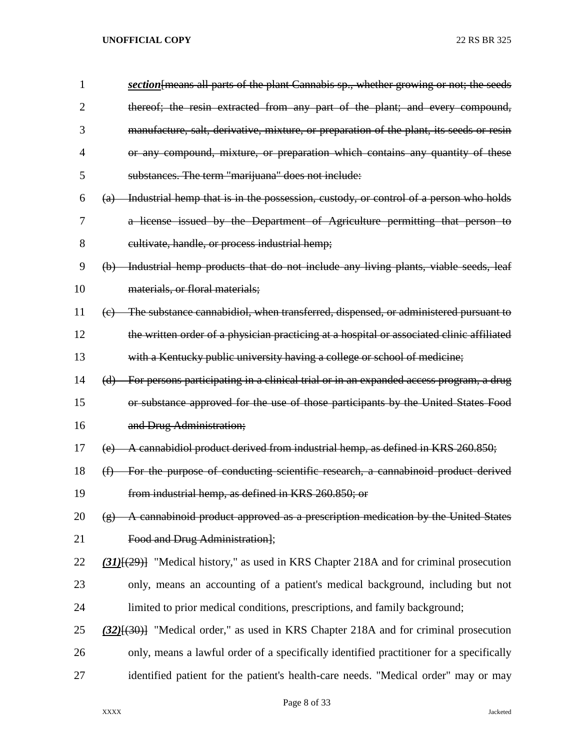***section***[~~means all parts of the plant Cannabis sp., whether growing or not; the seeds thereof; the resin extracted from any part of the plant; and every compound, manufacture, salt, derivative, mixture, or preparation of the plant, its seeds or resin or any compound, mixture, or preparation which contains any quantity of these substances. The term "marijuana" does not include:~~

~~(a) Industrial hemp that is in the possession, custody, or control of a person who holds a license issued by the Department of Agriculture permitting that person to cultivate, handle, or process industrial hemp;~~

~~(b) Industrial hemp products that do not include any living plants, viable seeds, leaf materials, or floral materials;~~

~~(c) The substance cannabidiol, when transferred, dispensed, or administered pursuant to the written order of a physician practicing at a hospital or associated clinic affiliated with a Kentucky public university having a college or school of medicine;~~

~~(d) For persons participating in a clinical trial or in an expanded access program, a drug or substance approved for the use of those participants by the United States Food and Drug Administration;~~

~~(e) A cannabidiol product derived from industrial hemp, as defined in KRS 260.850;~~

~~(f) For the purpose of conducting scientific research, a cannabinoid product derived from industrial hemp, as defined in KRS 260.850; or~~

~~(g) A cannabinoid product approved as a prescription medication by the United States Food and Drug Administration~~];

***(31)***[~~(29)~~] "Medical history," as used in KRS Chapter 218A and for criminal prosecution only, means an accounting of a patient's medical background, including but not limited to prior medical conditions, prescriptions, and family background;

***(32)***[~~(30)~~] "Medical order," as used in KRS Chapter 218A and for criminal prosecution only, means a lawful order of a specifically identified practitioner for a specifically identified patient for the patient's health-care needs. "Medical order" may or may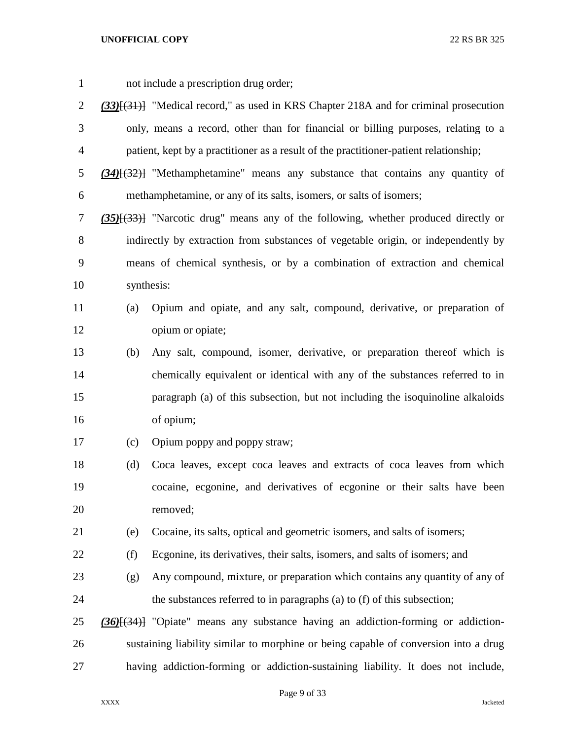not include a prescription drug order;

***(33)***~~[(31)]~~ "Medical record," as used in KRS Chapter 218A and for criminal prosecution only, means a record, other than for financial or billing purposes, relating to a patient, kept by a practitioner as a result of the practitioner-patient relationship;

***(34)***~~[(32)]~~ "Methamphetamine" means any substance that contains any quantity of methamphetamine, or any of its salts, isomers, or salts of isomers;

***(35)***~~[(33)]~~ "Narcotic drug" means any of the following, whether produced directly or indirectly by extraction from substances of vegetable origin, or independently by means of chemical synthesis, or by a combination of extraction and chemical synthesis:

(a) Opium and opiate, and any salt, compound, derivative, or preparation of opium or opiate;

(b) Any salt, compound, isomer, derivative, or preparation thereof which is chemically equivalent or identical with any of the substances referred to in paragraph (a) of this subsection, but not including the isoquinoline alkaloids of opium;

(c) Opium poppy and poppy straw;

(d) Coca leaves, except coca leaves and extracts of coca leaves from which cocaine, ecgonine, and derivatives of ecgonine or their salts have been removed;

(e) Cocaine, its salts, optical and geometric isomers, and salts of isomers;

(f) Ecgonine, its derivatives, their salts, isomers, and salts of isomers; and

(g) Any compound, mixture, or preparation which contains any quantity of any of the substances referred to in paragraphs (a) to (f) of this subsection;

***(36)***~~[(34)]~~ "Opiate" means any substance having an addiction-forming or addiction-sustaining liability similar to morphine or being capable of conversion into a drug having addiction-forming or addiction-sustaining liability. It does not include,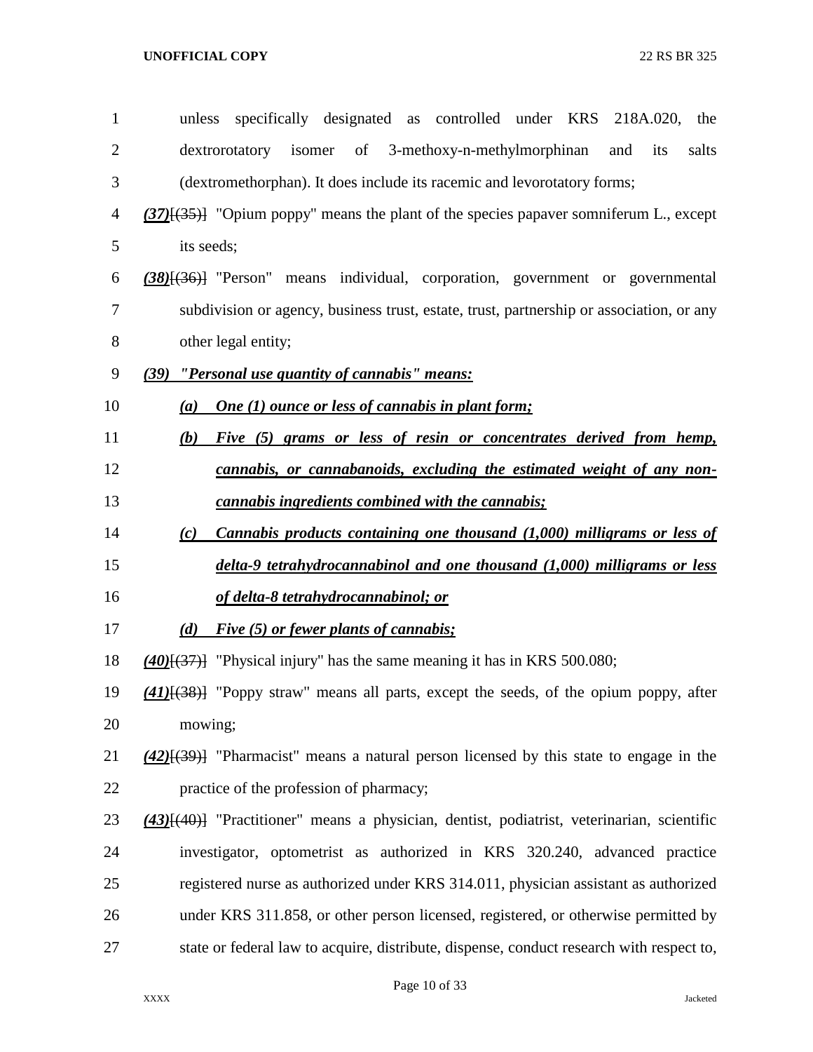unless specifically designated as controlled under KRS 218A.020, the dextrorotatory isomer of 3-methoxy-n-methylmorphinan and its salts (dextromethorphan). It does include its racemic and levorotatory forms;

***(37)***~~[(35)]~~ "Opium poppy" means the plant of the species papaver somniferum L., except its seeds;

***(38)***~~[(36)]~~ "Person" means individual, corporation, government or governmental subdivision or agency, business trust, estate, trust, partnership or association, or any other legal entity;

***(39) "Personal use quantity of cannabis" means:***

***(a) One (1) ounce or less of cannabis in plant form;***

***(b) Five (5) grams or less of resin or concentrates derived from hemp, cannabis, or cannabanoids, excluding the estimated weight of any non-cannabis ingredients combined with the cannabis;***

***(c) Cannabis products containing one thousand (1,000) milligrams or less of delta-9 tetrahydrocannabinol and one thousand (1,000) milligrams or less of delta-8 tetrahydrocannabinol; or***

***(d) Five (5) or fewer plants of cannabis;***

***(40)***~~[(37)]~~ "Physical injury" has the same meaning it has in KRS 500.080;

***(41)***~~[(38)]~~ "Poppy straw" means all parts, except the seeds, of the opium poppy, after mowing;

***(42)***~~[(39)]~~ "Pharmacist" means a natural person licensed by this state to engage in the practice of the profession of pharmacy;

***(43)***~~[(40)]~~ "Practitioner" means a physician, dentist, podiatrist, veterinarian, scientific investigator, optometrist as authorized in KRS 320.240, advanced practice registered nurse as authorized under KRS 314.011, physician assistant as authorized under KRS 311.858, or other person licensed, registered, or otherwise permitted by state or federal law to acquire, distribute, dispense, conduct research with respect to,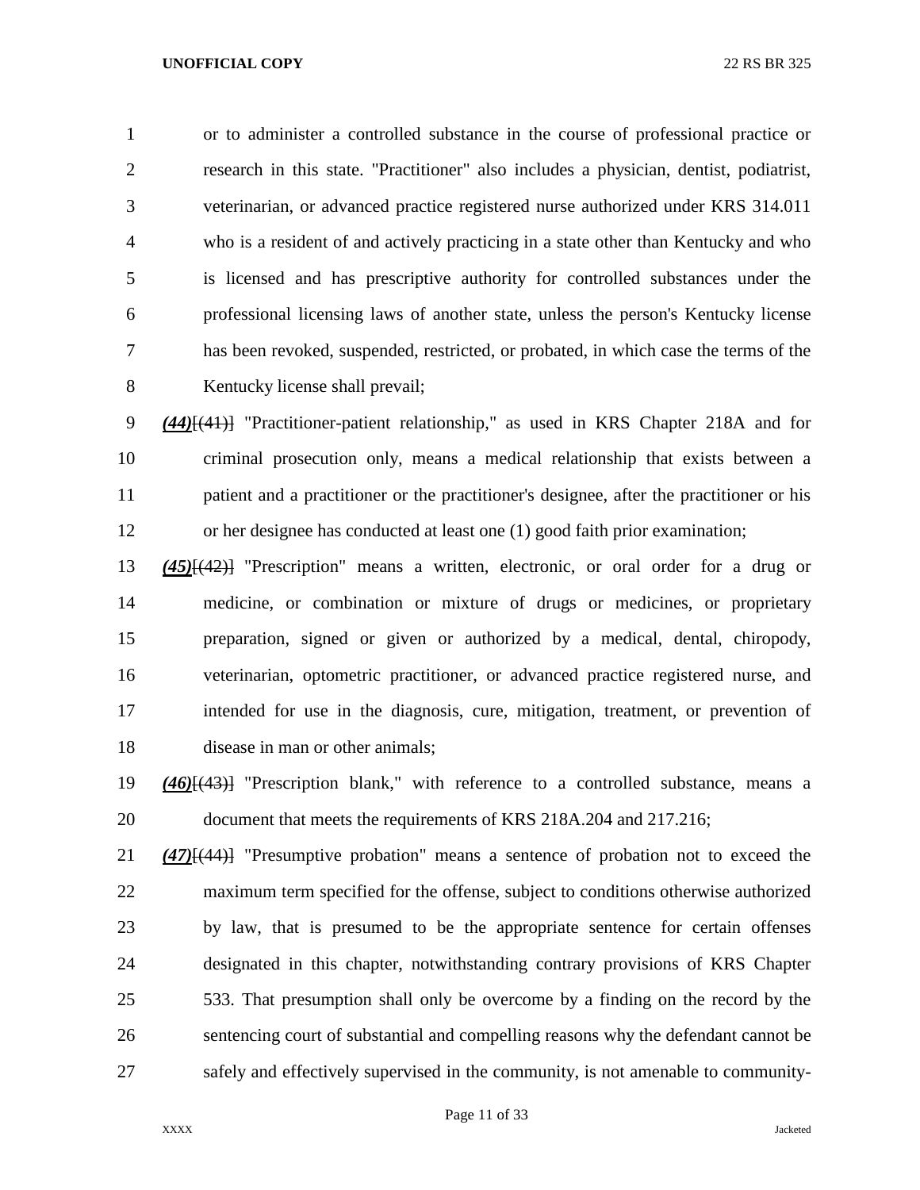or to administer a controlled substance in the course of professional practice or research in this state. "Practitioner" also includes a physician, dentist, podiatrist, veterinarian, or advanced practice registered nurse authorized under KRS 314.011 who is a resident of and actively practicing in a state other than Kentucky and who is licensed and has prescriptive authority for controlled substances under the professional licensing laws of another state, unless the person's Kentucky license has been revoked, suspended, restricted, or probated, in which case the terms of the Kentucky license shall prevail;

***(44)***[~~(41)~~] "Practitioner-patient relationship," as used in KRS Chapter 218A and for criminal prosecution only, means a medical relationship that exists between a patient and a practitioner or the practitioner's designee, after the practitioner or his or her designee has conducted at least one (1) good faith prior examination;

***(45)***[~~(42)~~] "Prescription" means a written, electronic, or oral order for a drug or medicine, or combination or mixture of drugs or medicines, or proprietary preparation, signed or given or authorized by a medical, dental, chiropody, veterinarian, optometric practitioner, or advanced practice registered nurse, and intended for use in the diagnosis, cure, mitigation, treatment, or prevention of disease in man or other animals;

***(46)***[~~(43)~~] "Prescription blank," with reference to a controlled substance, means a document that meets the requirements of KRS 218A.204 and 217.216;

***(47)***[~~(44)~~] "Presumptive probation" means a sentence of probation not to exceed the maximum term specified for the offense, subject to conditions otherwise authorized by law, that is presumed to be the appropriate sentence for certain offenses designated in this chapter, notwithstanding contrary provisions of KRS Chapter 533. That presumption shall only be overcome by a finding on the record by the sentencing court of substantial and compelling reasons why the defendant cannot be safely and effectively supervised in the community, is not amenable to community-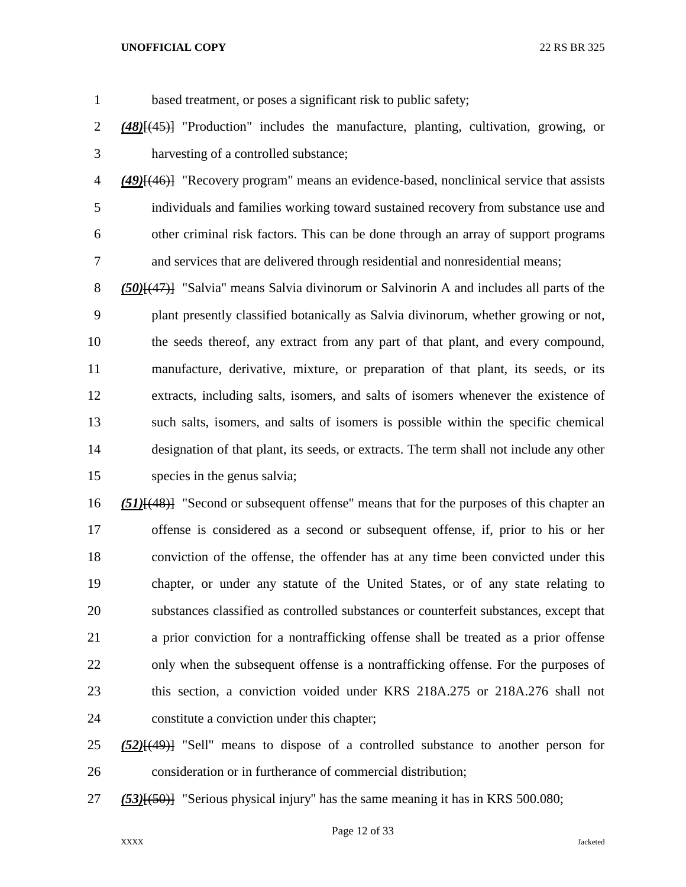based treatment, or poses a significant risk to public safety;

***(48)***~~[(45)]~~ "Production" includes the manufacture, planting, cultivation, growing, or harvesting of a controlled substance;

***(49)***~~[(46)]~~ "Recovery program" means an evidence-based, nonclinical service that assists individuals and families working toward sustained recovery from substance use and other criminal risk factors. This can be done through an array of support programs and services that are delivered through residential and nonresidential means;

***(50)***~~[(47)]~~ "Salvia" means Salvia divinorum or Salvinorin A and includes all parts of the plant presently classified botanically as Salvia divinorum, whether growing or not, the seeds thereof, any extract from any part of that plant, and every compound, manufacture, derivative, mixture, or preparation of that plant, its seeds, or its extracts, including salts, isomers, and salts of isomers whenever the existence of such salts, isomers, and salts of isomers is possible within the specific chemical designation of that plant, its seeds, or extracts. The term shall not include any other species in the genus salvia;

***(51)***~~[(48)]~~ "Second or subsequent offense" means that for the purposes of this chapter an offense is considered as a second or subsequent offense, if, prior to his or her conviction of the offense, the offender has at any time been convicted under this chapter, or under any statute of the United States, or of any state relating to substances classified as controlled substances or counterfeit substances, except that a prior conviction for a nontrafficking offense shall be treated as a prior offense only when the subsequent offense is a nontrafficking offense. For the purposes of this section, a conviction voided under KRS 218A.275 or 218A.276 shall not constitute a conviction under this chapter;

***(52)***~~[(49)]~~ "Sell" means to dispose of a controlled substance to another person for consideration or in furtherance of commercial distribution;

***(53)***~~[(50)]~~ "Serious physical injury" has the same meaning it has in KRS 500.080;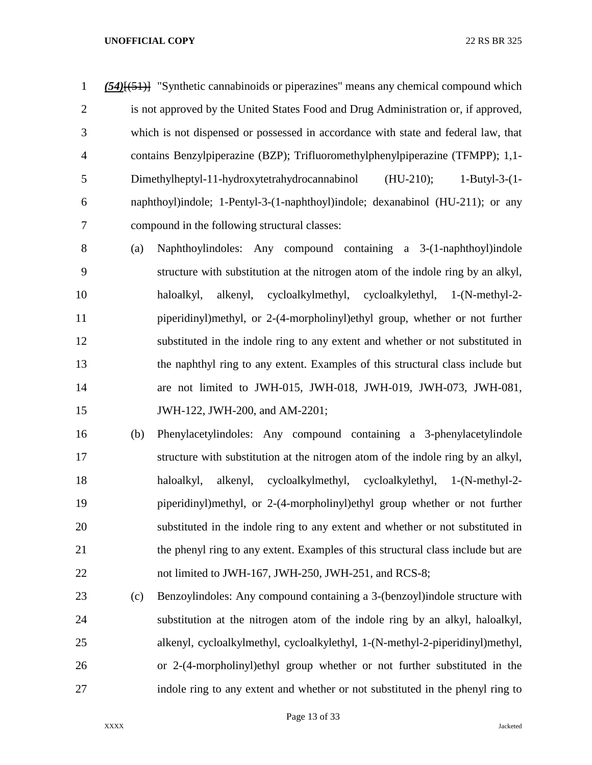*__(54)__*~~[(51)]~~ "Synthetic cannabinoids or piperazines" means any chemical compound which is not approved by the United States Food and Drug Administration or, if approved, which is not dispensed or possessed in accordance with state and federal law, that contains Benzylpiperazine (BZP); Trifluoromethylphenylpiperazine (TFMPP); 1,1-Dimethylheptyl-11-hydroxytetrahydrocannabinol (HU-210); 1-Butyl-3-(1-naphthoyl)indole; 1-Pentyl-3-(1-naphthoyl)indole; dexanabinol (HU-211); or any compound in the following structural classes:

(a) Naphthoylindoles: Any compound containing a 3-(1-naphthoyl)indole structure with substitution at the nitrogen atom of the indole ring by an alkyl, haloalkyl, alkenyl, cycloalkylmethyl, cycloalkylethyl, 1-(N-methyl-2-piperidinyl)methyl, or 2-(4-morpholinyl)ethyl group, whether or not further substituted in the indole ring to any extent and whether or not substituted in the naphthyl ring to any extent. Examples of this structural class include but are not limited to JWH-015, JWH-018, JWH-019, JWH-073, JWH-081, JWH-122, JWH-200, and AM-2201;

(b) Phenylacetylindoles: Any compound containing a 3-phenylacetylindole structure with substitution at the nitrogen atom of the indole ring by an alkyl, haloalkyl, alkenyl, cycloalkylmethyl, cycloalkylethyl, 1-(N-methyl-2-piperidinyl)methyl, or 2-(4-morpholinyl)ethyl group whether or not further substituted in the indole ring to any extent and whether or not substituted in the phenyl ring to any extent. Examples of this structural class include but are not limited to JWH-167, JWH-250, JWH-251, and RCS-8;

(c) Benzoylindoles: Any compound containing a 3-(benzoyl)indole structure with substitution at the nitrogen atom of the indole ring by an alkyl, haloalkyl, alkenyl, cycloalkylmethyl, cycloalkylethyl, 1-(N-methyl-2-piperidinyl)methyl, or 2-(4-morpholinyl)ethyl group whether or not further substituted in the indole ring to any extent and whether or not substituted in the phenyl ring to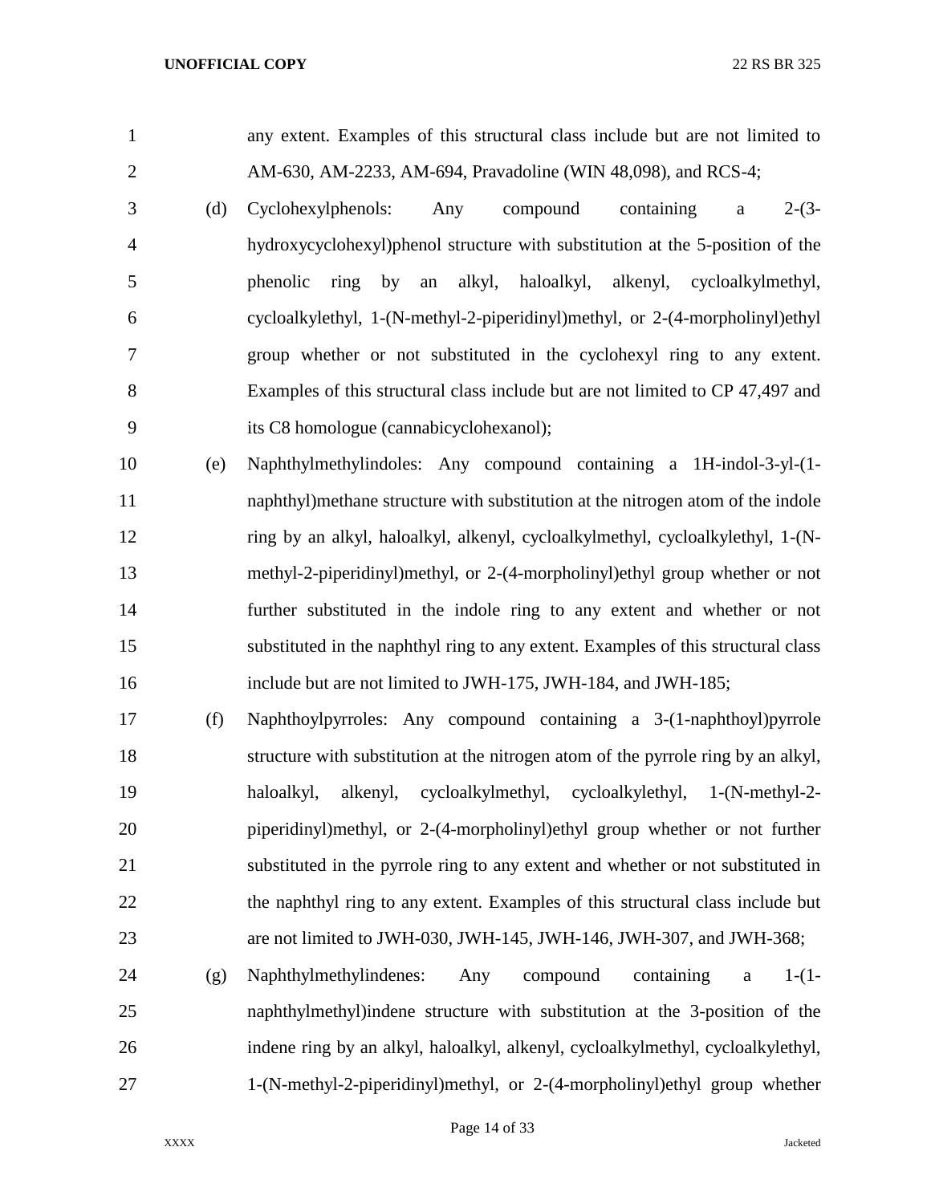any extent. Examples of this structural class include but are not limited to AM-630, AM-2233, AM-694, Pravadoline (WIN 48,098), and RCS-4;

(d) Cyclohexylphenols: Any compound containing a 2-(3-hydroxycyclohexyl)phenol structure with substitution at the 5-position of the phenolic ring by an alkyl, haloalkyl, alkenyl, cycloalkylmethyl, cycloalkylethyl, 1-(N-methyl-2-piperidinyl)methyl, or 2-(4-morpholinyl)ethyl group whether or not substituted in the cyclohexyl ring to any extent. Examples of this structural class include but are not limited to CP 47,497 and its C8 homologue (cannabicyclohexanol);

(e) Naphthylmethylindoles: Any compound containing a 1H-indol-3-yl-(1-naphthyl)methane structure with substitution at the nitrogen atom of the indole ring by an alkyl, haloalkyl, alkenyl, cycloalkylmethyl, cycloalkylethyl, 1-(N-methyl-2-piperidinyl)methyl, or 2-(4-morpholinyl)ethyl group whether or not further substituted in the indole ring to any extent and whether or not substituted in the naphthyl ring to any extent. Examples of this structural class include but are not limited to JWH-175, JWH-184, and JWH-185;

(f) Naphthoylpyrroles: Any compound containing a 3-(1-naphthoyl)pyrrole structure with substitution at the nitrogen atom of the pyrrole ring by an alkyl, haloalkyl, alkenyl, cycloalkylmethyl, cycloalkylethyl, 1-(N-methyl-2-piperidinyl)methyl, or 2-(4-morpholinyl)ethyl group whether or not further substituted in the pyrrole ring to any extent and whether or not substituted in the naphthyl ring to any extent. Examples of this structural class include but are not limited to JWH-030, JWH-145, JWH-146, JWH-307, and JWH-368;

(g) Naphthylmethylindenes: Any compound containing a 1-(1-naphthylmethyl)indene structure with substitution at the 3-position of the indene ring by an alkyl, haloalkyl, alkenyl, cycloalkylmethyl, cycloalkylethyl, 1-(N-methyl-2-piperidinyl)methyl, or 2-(4-morpholinyl)ethyl group whether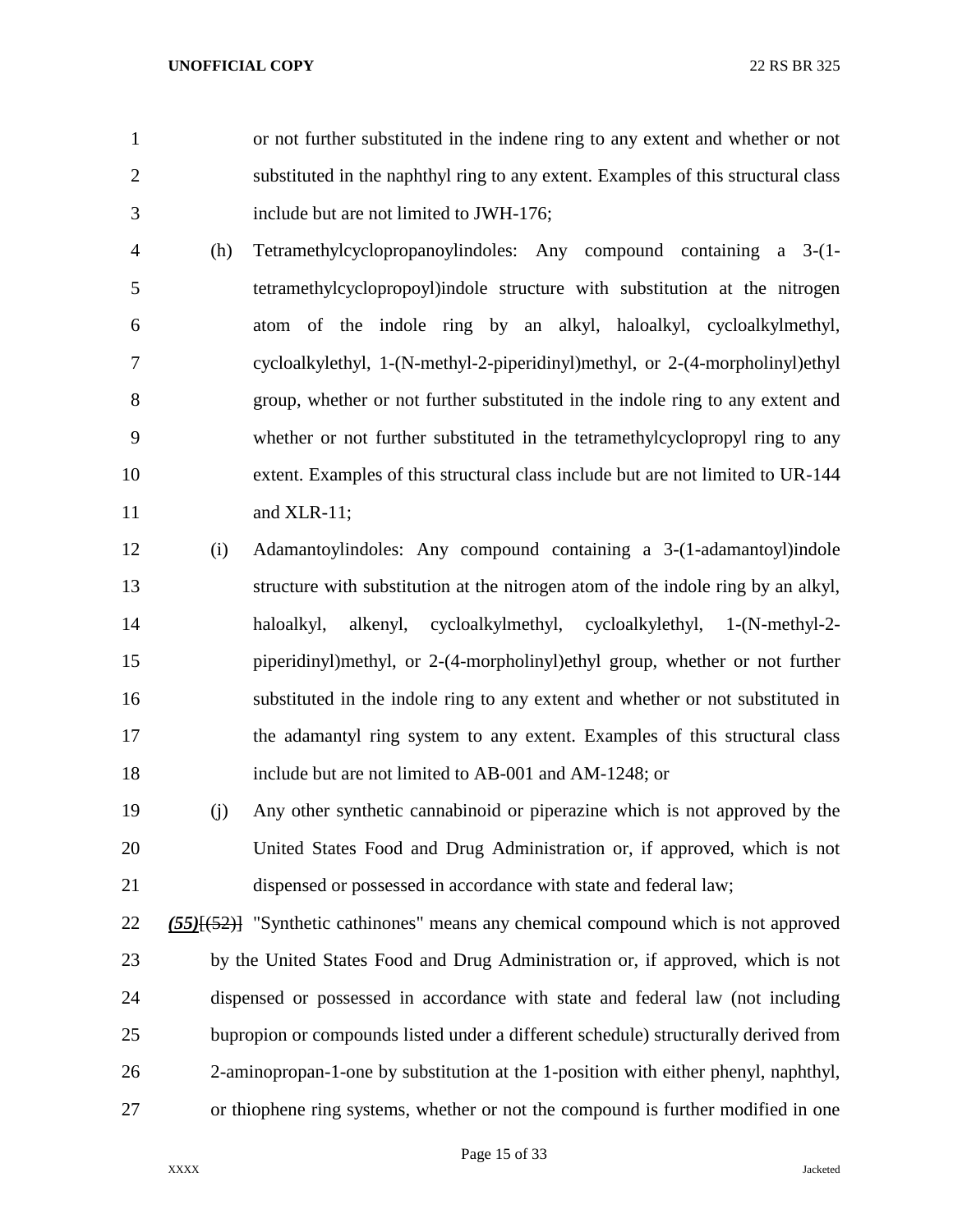or not further substituted in the indene ring to any extent and whether or not substituted in the naphthyl ring to any extent. Examples of this structural class include but are not limited to JWH-176;

(h) Tetramethylcyclopropanoylindoles: Any compound containing a 3-(1-tetramethylcyclopropoyl)indole structure with substitution at the nitrogen atom of the indole ring by an alkyl, haloalkyl, cycloalkylmethyl, cycloalkylethyl, 1-(N-methyl-2-piperidinyl)methyl, or 2-(4-morpholinyl)ethyl group, whether or not further substituted in the indole ring to any extent and whether or not further substituted in the tetramethylcyclopropyl ring to any extent. Examples of this structural class include but are not limited to UR-144 and XLR-11;

(i) Adamantoylindoles: Any compound containing a 3-(1-adamantoyl)indole structure with substitution at the nitrogen atom of the indole ring by an alkyl, haloalkyl, alkenyl, cycloalkylmethyl, cycloalkylethyl, 1-(N-methyl-2-piperidinyl)methyl, or 2-(4-morpholinyl)ethyl group, whether or not further substituted in the indole ring to any extent and whether or not substituted in the adamantyl ring system to any extent. Examples of this structural class include but are not limited to AB-001 and AM-1248; or

(j) Any other synthetic cannabinoid or piperazine which is not approved by the United States Food and Drug Administration or, if approved, which is not dispensed or possessed in accordance with state and federal law;

***(55)***~~[(52)]~~ "Synthetic cathinones" means any chemical compound which is not approved by the United States Food and Drug Administration or, if approved, which is not dispensed or possessed in accordance with state and federal law (not including bupropion or compounds listed under a different schedule) structurally derived from 2-aminopropan-1-one by substitution at the 1-position with either phenyl, naphthyl, or thiophene ring systems, whether or not the compound is further modified in one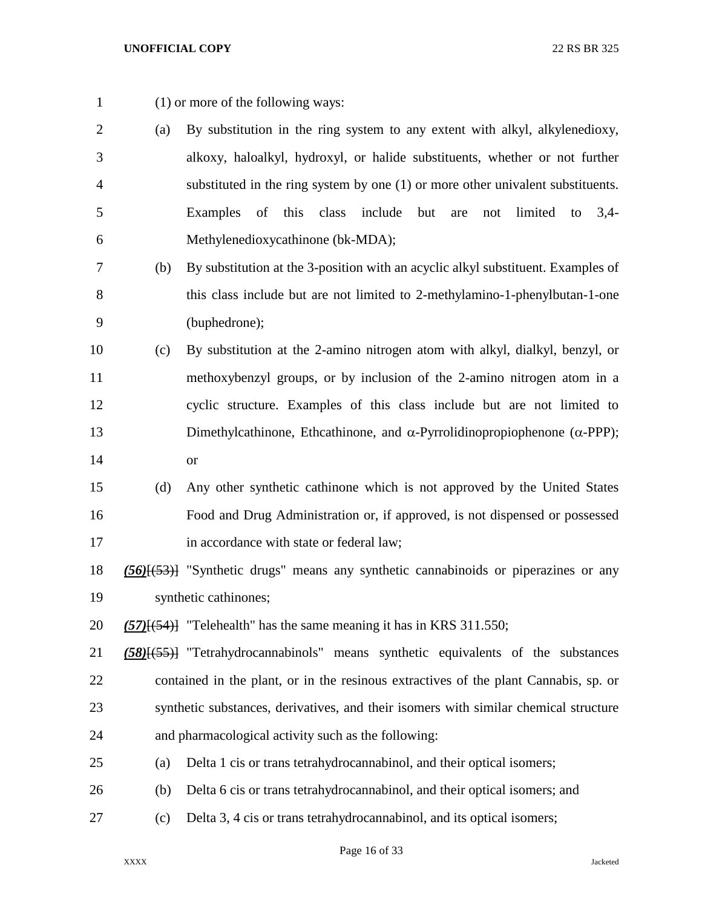(1) or more of the following ways:

(a) By substitution in the ring system to any extent with alkyl, alkylenedioxy, alkoxy, haloalkyl, hydroxyl, or halide substituents, whether or not further substituted in the ring system by one (1) or more other univalent substituents. Examples of this class include but are not limited to 3,4-Methylenedioxycathinone (bk-MDA);

(b) By substitution at the 3-position with an acyclic alkyl substituent. Examples of this class include but are not limited to 2-methylamino-1-phenylbutan-1-one (buphedrone);

(c) By substitution at the 2-amino nitrogen atom with alkyl, dialkyl, benzyl, or methoxybenzyl groups, or by inclusion of the 2-amino nitrogen atom in a cyclic structure. Examples of this class include but are not limited to Dimethylcathinone, Ethcathinone, and α-Pyrrolidinopropiophenone (α-PPP); or

(d) Any other synthetic cathinone which is not approved by the United States Food and Drug Administration or, if approved, is not dispensed or possessed in accordance with state or federal law;

***(56)***~~[(53)]~~ "Synthetic drugs" means any synthetic cannabinoids or piperazines or any synthetic cathinones;

***(57)***~~[(54)]~~ "Telehealth" has the same meaning it has in KRS 311.550;

***(58)***~~[(55)]~~ "Tetrahydrocannabinols" means synthetic equivalents of the substances contained in the plant, or in the resinous extractives of the plant Cannabis, sp. or synthetic substances, derivatives, and their isomers with similar chemical structure and pharmacological activity such as the following:

(a) Delta 1 cis or trans tetrahydrocannabinol, and their optical isomers;

(b) Delta 6 cis or trans tetrahydrocannabinol, and their optical isomers; and

(c) Delta 3, 4 cis or trans tetrahydrocannabinol, and its optical isomers;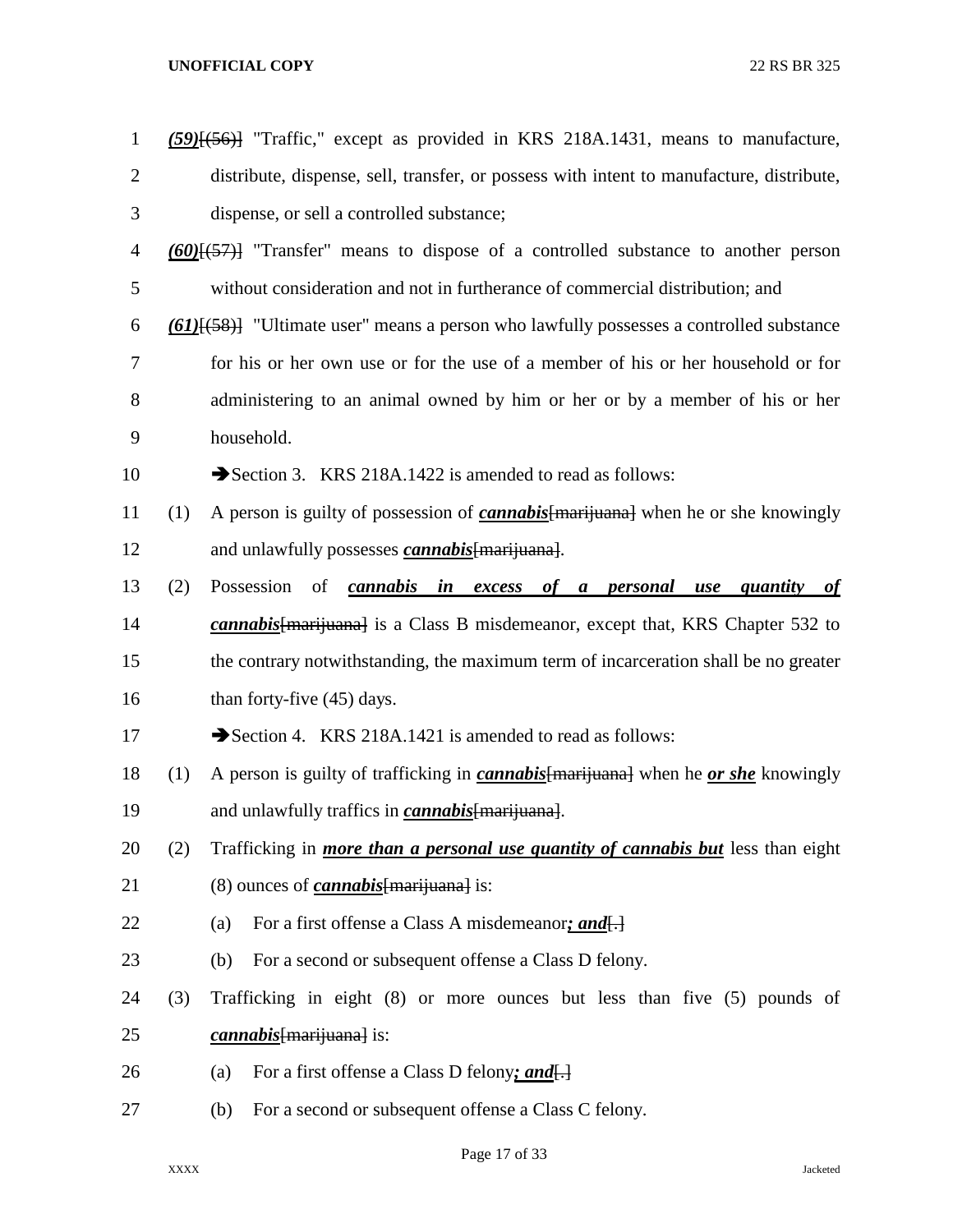(59)[(56)] "Traffic," except as provided in KRS 218A.1431, means to manufacture, distribute, dispense, sell, transfer, or possess with intent to manufacture, distribute, dispense, or sell a controlled substance;

(60)[(57)] "Transfer" means to dispose of a controlled substance to another person without consideration and not in furtherance of commercial distribution; and

(61)[(58)] "Ultimate user" means a person who lawfully possesses a controlled substance for his or her own use or for the use of a member of his or her household or for administering to an animal owned by him or her or by a member of his or her household.

➔Section 3. KRS 218A.1422 is amended to read as follows:

(1) A person is guilty of possession of ***cannabis***[marijuana] when he or she knowingly and unlawfully possesses ***cannabis***[marijuana].

(2) Possession of ***cannabis in excess of a personal use quantity of cannabis***[marijuana] is a Class B misdemeanor, except that, KRS Chapter 532 to the contrary notwithstanding, the maximum term of incarceration shall be no greater than forty-five (45) days.

➔Section 4. KRS 218A.1421 is amended to read as follows:

(1) A person is guilty of trafficking in ***cannabis***[marijuana] when he ***or she*** knowingly and unlawfully traffics in ***cannabis***[marijuana].

(2) Trafficking in ***more than a personal use quantity of cannabis but*** less than eight (8) ounces of ***cannabis***[marijuana] is:

(a) For a first offense a Class A misdemeanor***; and***[.]

(b) For a second or subsequent offense a Class D felony.

(3) Trafficking in eight (8) or more ounces but less than five (5) pounds of ***cannabis***[marijuana] is:

(a) For a first offense a Class D felony***; and***[.]

(b) For a second or subsequent offense a Class C felony.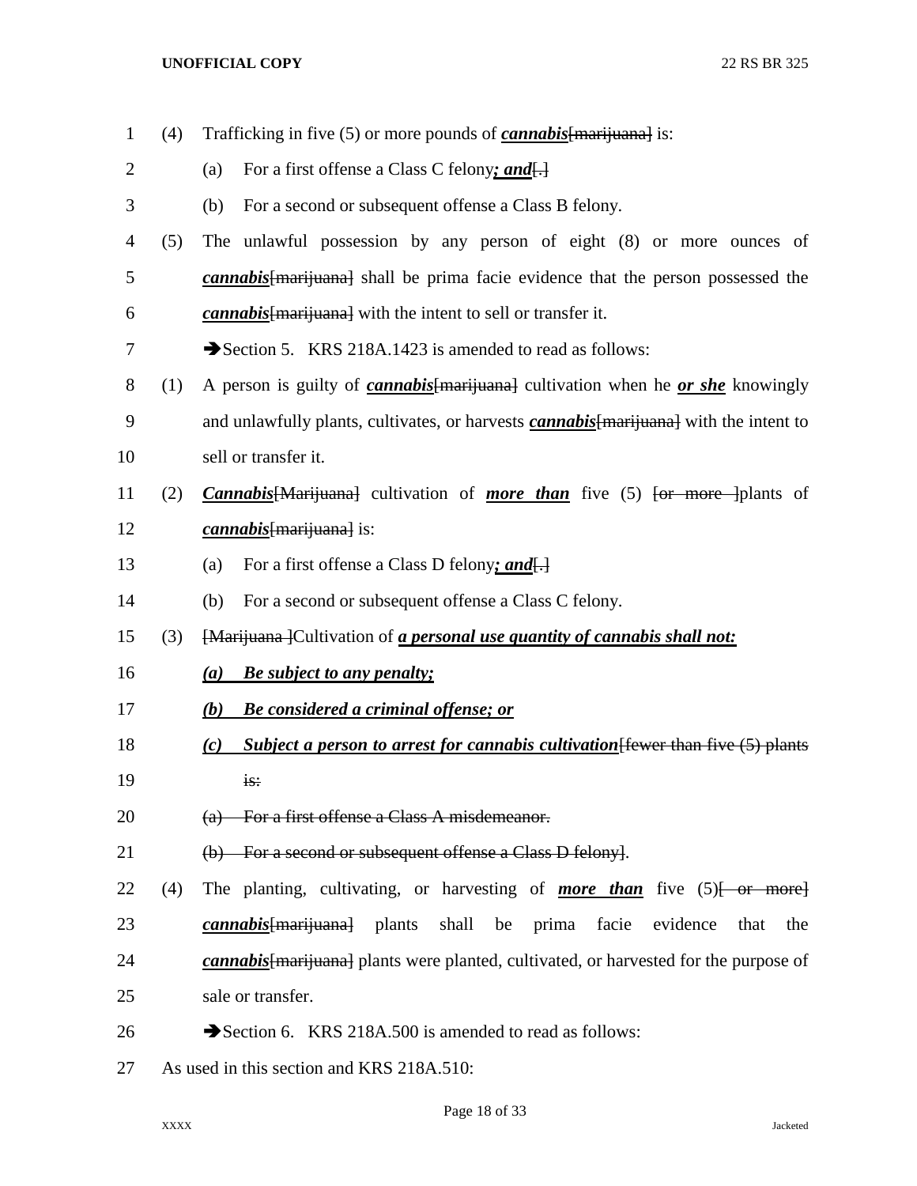(4) Trafficking in five (5) or more pounds of ***cannabis***[~~marijuana~~] is:

(a) For a first offense a Class C felony***; and***[~~.~~]

(b) For a second or subsequent offense a Class B felony.

(5) The unlawful possession by any person of eight (8) or more ounces of ***cannabis***[~~marijuana~~] shall be prima facie evidence that the person possessed the ***cannabis***[~~marijuana~~] with the intent to sell or transfer it.

➔Section 5. KRS 218A.1423 is amended to read as follows:

(1) A person is guilty of ***cannabis***[~~marijuana~~] cultivation when he ***or she*** knowingly and unlawfully plants, cultivates, or harvests ***cannabis***[~~marijuana~~] with the intent to sell or transfer it.

(2) ***Cannabis***[~~Marijuana~~] cultivation of ***more than*** five (5) [~~or more~~ ]plants of ***cannabis***[~~marijuana~~] is:

(a) For a first offense a Class D felony***; and***[~~.~~]

(b) For a second or subsequent offense a Class C felony.

(3) [~~Marijuana~~ ]Cultivation of ***a personal use quantity of cannabis shall not:***

***(a) Be subject to any penalty;***

***(b) Be considered a criminal offense; or***

***(c) Subject a person to arrest for cannabis cultivation***[~~fewer than five (5) plants is:~~

~~(a) For a first offense a Class A misdemeanor.~~

~~(b) For a second or subsequent offense a Class D felony~~].

(4) The planting, cultivating, or harvesting of ***more than*** five (5)[~~ or more~~] ***cannabis***[~~marijuana~~] plants shall be prima facie evidence that the ***cannabis***[~~marijuana~~] plants were planted, cultivated, or harvested for the purpose of sale or transfer.

➔Section 6. KRS 218A.500 is amended to read as follows:

As used in this section and KRS 218A.510: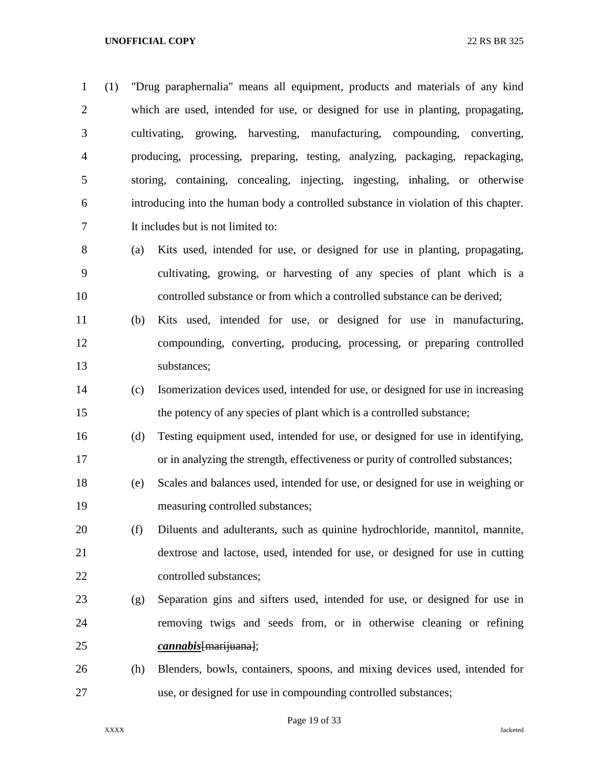(1) "Drug paraphernalia" means all equipment, products and materials of any kind which are used, intended for use, or designed for use in planting, propagating, cultivating, growing, harvesting, manufacturing, compounding, converting, producing, processing, preparing, testing, analyzing, packaging, repackaging, storing, containing, concealing, injecting, ingesting, inhaling, or otherwise introducing into the human body a controlled substance in violation of this chapter. It includes but is not limited to:

(a) Kits used, intended for use, or designed for use in planting, propagating, cultivating, growing, or harvesting of any species of plant which is a controlled substance or from which a controlled substance can be derived;

(b) Kits used, intended for use, or designed for use in manufacturing, compounding, converting, producing, processing, or preparing controlled substances;

(c) Isomerization devices used, intended for use, or designed for use in increasing the potency of any species of plant which is a controlled substance;

(d) Testing equipment used, intended for use, or designed for use in identifying, or in analyzing the strength, effectiveness or purity of controlled substances;

(e) Scales and balances used, intended for use, or designed for use in weighing or measuring controlled substances;

(f) Diluents and adulterants, such as quinine hydrochloride, mannitol, mannite, dextrose and lactose, used, intended for use, or designed for use in cutting controlled substances;

(g) Separation gins and sifters used, intended for use, or designed for use in removing twigs and seeds from, or in otherwise cleaning or refining ***cannabis***~~[marijuana]~~;

(h) Blenders, bowls, containers, spoons, and mixing devices used, intended for use, or designed for use in compounding controlled substances;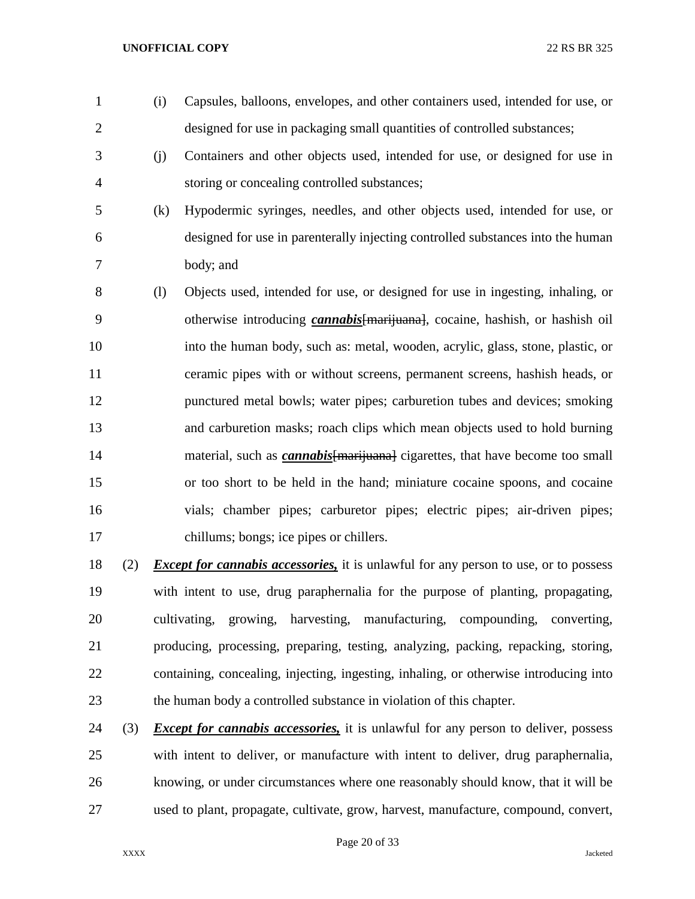(i) Capsules, balloons, envelopes, and other containers used, intended for use, or designed for use in packaging small quantities of controlled substances;

(j) Containers and other objects used, intended for use, or designed for use in storing or concealing controlled substances;

(k) Hypodermic syringes, needles, and other objects used, intended for use, or designed for use in parenterally injecting controlled substances into the human body; and

(l) Objects used, intended for use, or designed for use in ingesting, inhaling, or otherwise introducing ***cannabis***~~[marijuana]~~, cocaine, hashish, or hashish oil into the human body, such as: metal, wooden, acrylic, glass, stone, plastic, or ceramic pipes with or without screens, permanent screens, hashish heads, or punctured metal bowls; water pipes; carburetion tubes and devices; smoking and carburetion masks; roach clips which mean objects used to hold burning material, such as ***cannabis***~~[marijuana]~~ cigarettes, that have become too small or too short to be held in the hand; miniature cocaine spoons, and cocaine vials; chamber pipes; carburetor pipes; electric pipes; air-driven pipes; chillums; bongs; ice pipes or chillers.

(2) ***Except for cannabis accessories,*** it is unlawful for any person to use, or to possess with intent to use, drug paraphernalia for the purpose of planting, propagating, cultivating, growing, harvesting, manufacturing, compounding, converting, producing, processing, preparing, testing, analyzing, packing, repacking, storing, containing, concealing, injecting, ingesting, inhaling, or otherwise introducing into the human body a controlled substance in violation of this chapter.

(3) ***Except for cannabis accessories,*** it is unlawful for any person to deliver, possess with intent to deliver, or manufacture with intent to deliver, drug paraphernalia, knowing, or under circumstances where one reasonably should know, that it will be used to plant, propagate, cultivate, grow, harvest, manufacture, compound, convert,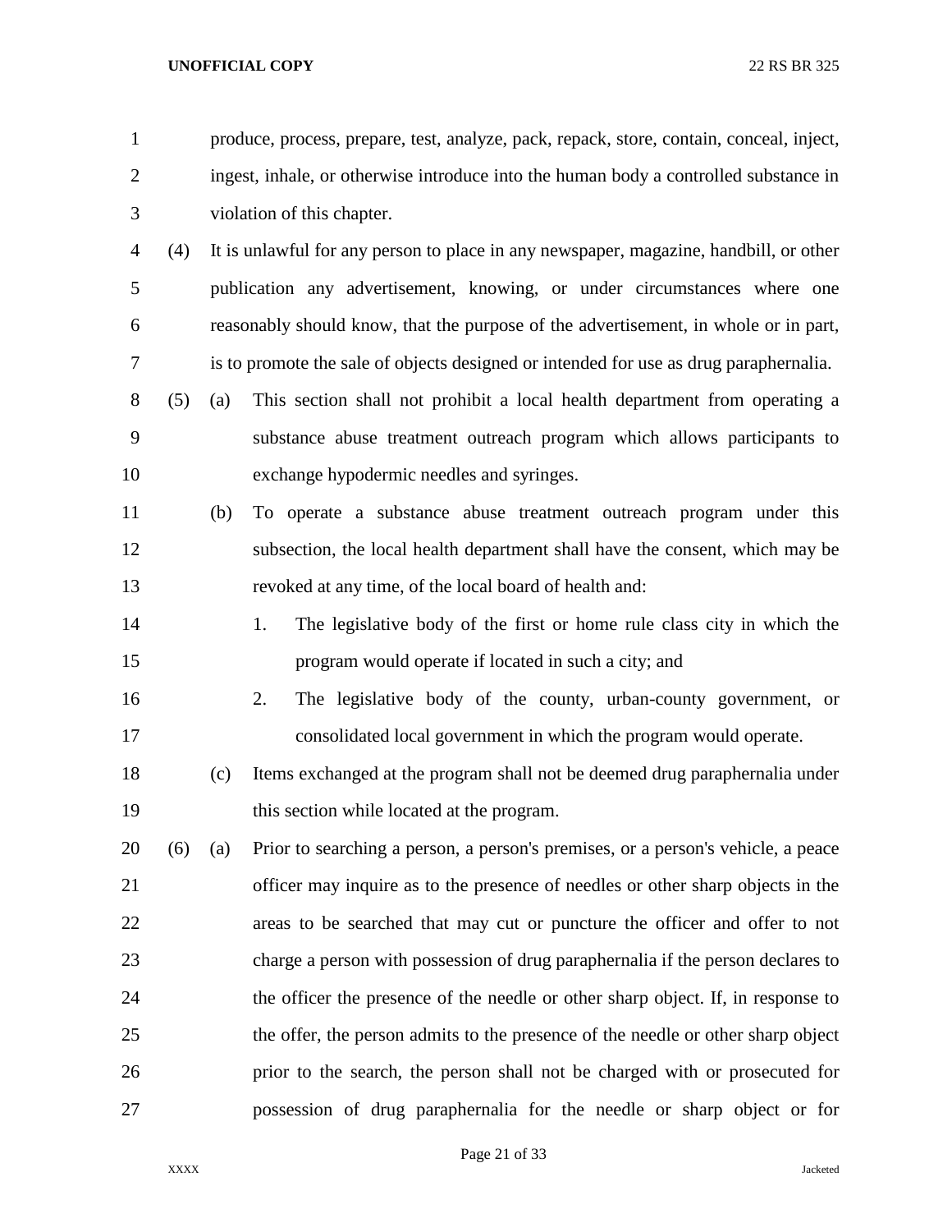produce, process, prepare, test, analyze, pack, repack, store, contain, conceal, inject, ingest, inhale, or otherwise introduce into the human body a controlled substance in violation of this chapter.

(4) It is unlawful for any person to place in any newspaper, magazine, handbill, or other publication any advertisement, knowing, or under circumstances where one reasonably should know, that the purpose of the advertisement, in whole or in part, is to promote the sale of objects designed or intended for use as drug paraphernalia.

(5) (a) This section shall not prohibit a local health department from operating a substance abuse treatment outreach program which allows participants to exchange hypodermic needles and syringes.

(b) To operate a substance abuse treatment outreach program under this subsection, the local health department shall have the consent, which may be revoked at any time, of the local board of health and:

1. The legislative body of the first or home rule class city in which the program would operate if located in such a city; and

2. The legislative body of the county, urban-county government, or consolidated local government in which the program would operate.

(c) Items exchanged at the program shall not be deemed drug paraphernalia under this section while located at the program.

(6) (a) Prior to searching a person, a person's premises, or a person's vehicle, a peace officer may inquire as to the presence of needles or other sharp objects in the areas to be searched that may cut or puncture the officer and offer to not charge a person with possession of drug paraphernalia if the person declares to the officer the presence of the needle or other sharp object. If, in response to the offer, the person admits to the presence of the needle or other sharp object prior to the search, the person shall not be charged with or prosecuted for possession of drug paraphernalia for the needle or sharp object or for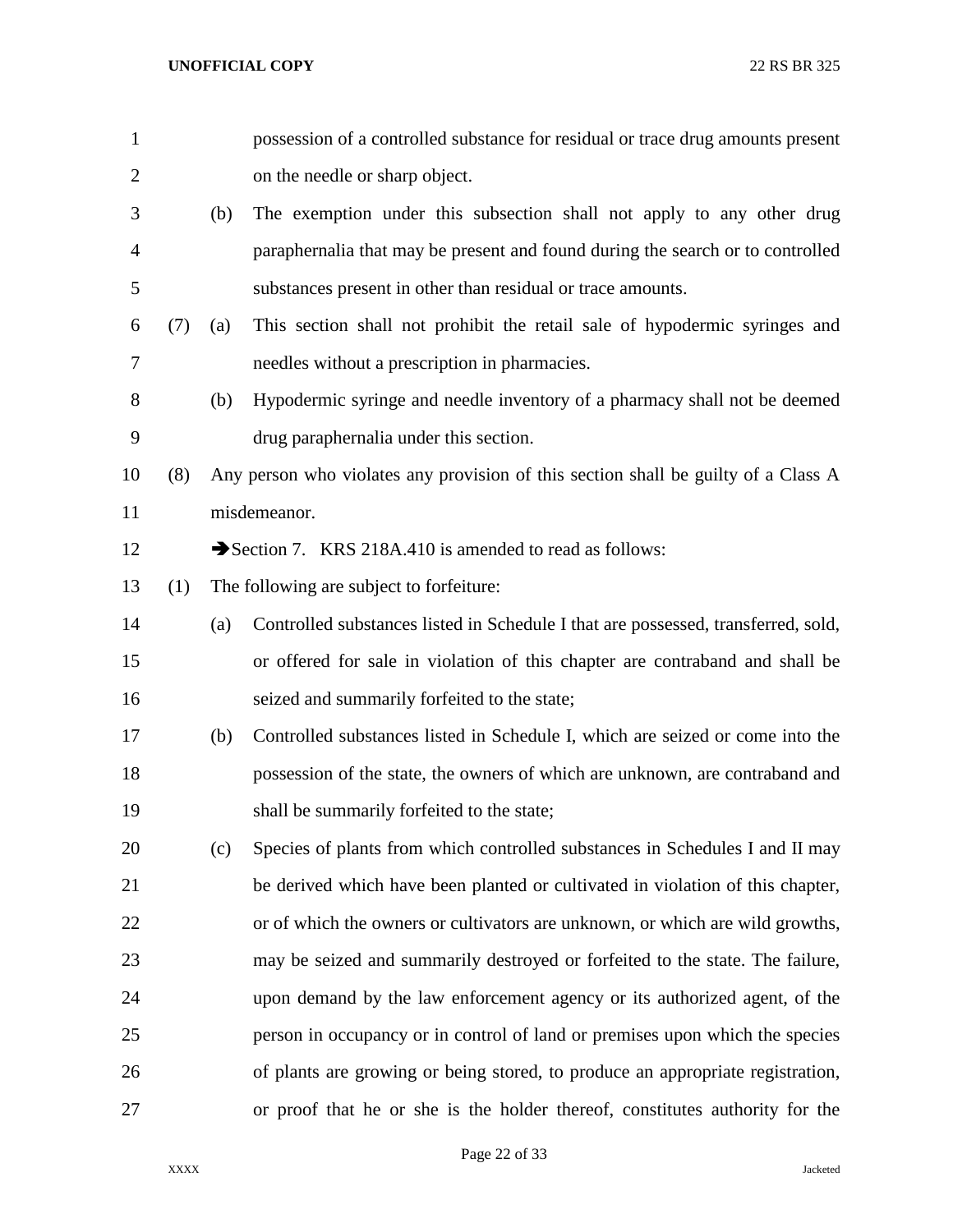possession of a controlled substance for residual or trace drug amounts present on the needle or sharp object.

(b) The exemption under this subsection shall not apply to any other drug paraphernalia that may be present and found during the search or to controlled substances present in other than residual or trace amounts.

(7) (a) This section shall not prohibit the retail sale of hypodermic syringes and needles without a prescription in pharmacies.

(b) Hypodermic syringe and needle inventory of a pharmacy shall not be deemed drug paraphernalia under this section.

(8) Any person who violates any provision of this section shall be guilty of a Class A misdemeanor.

➔Section 7. KRS 218A.410 is amended to read as follows:

(1) The following are subject to forfeiture:

(a) Controlled substances listed in Schedule I that are possessed, transferred, sold, or offered for sale in violation of this chapter are contraband and shall be seized and summarily forfeited to the state;

(b) Controlled substances listed in Schedule I, which are seized or come into the possession of the state, the owners of which are unknown, are contraband and shall be summarily forfeited to the state;

(c) Species of plants from which controlled substances in Schedules I and II may be derived which have been planted or cultivated in violation of this chapter, or of which the owners or cultivators are unknown, or which are wild growths, may be seized and summarily destroyed or forfeited to the state. The failure, upon demand by the law enforcement agency or its authorized agent, of the person in occupancy or in control of land or premises upon which the species of plants are growing or being stored, to produce an appropriate registration, or proof that he or she is the holder thereof, constitutes authority for the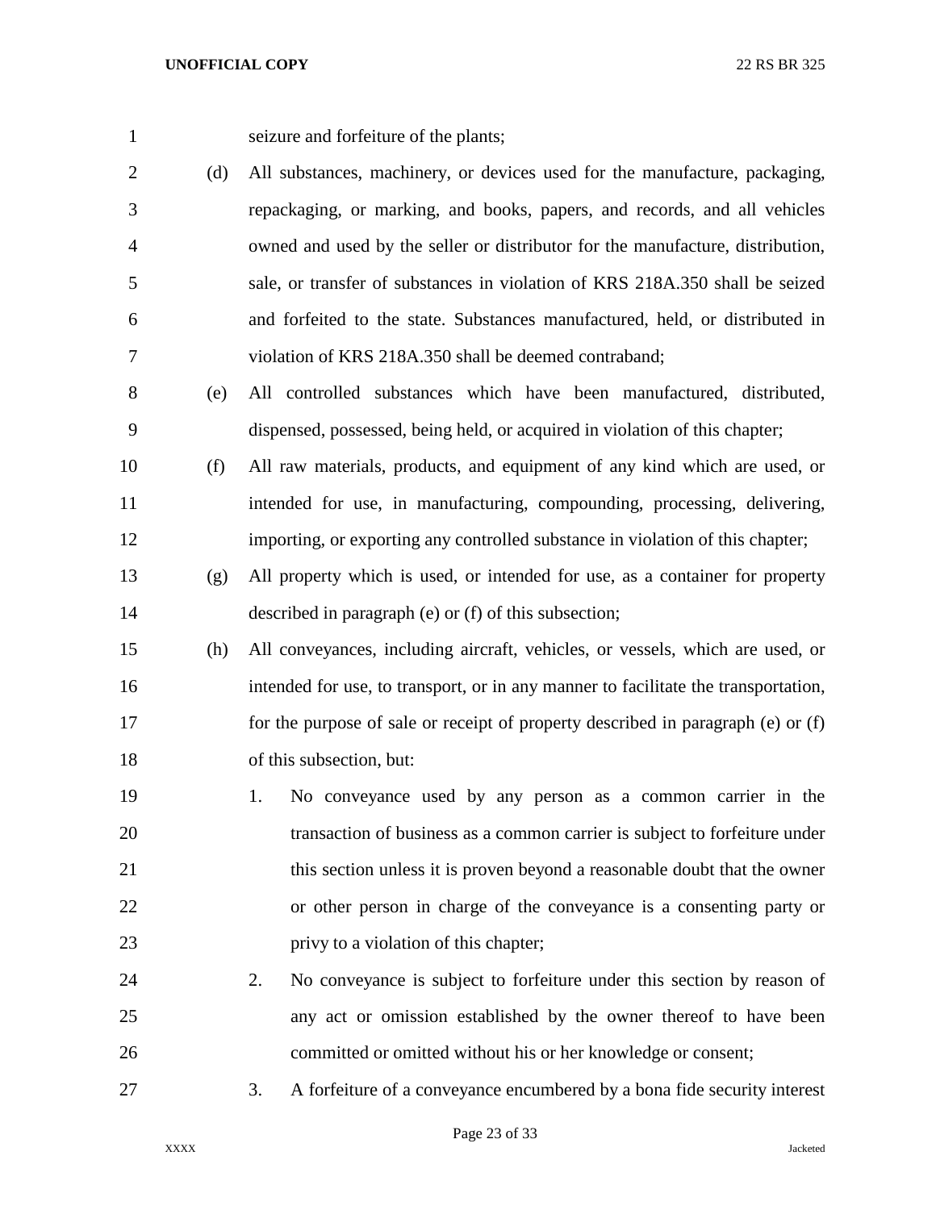seizure and forfeiture of the plants;

(d) All substances, machinery, or devices used for the manufacture, packaging, repackaging, or marking, and books, papers, and records, and all vehicles owned and used by the seller or distributor for the manufacture, distribution, sale, or transfer of substances in violation of KRS 218A.350 shall be seized and forfeited to the state. Substances manufactured, held, or distributed in violation of KRS 218A.350 shall be deemed contraband;

(e) All controlled substances which have been manufactured, distributed, dispensed, possessed, being held, or acquired in violation of this chapter;

(f) All raw materials, products, and equipment of any kind which are used, or intended for use, in manufacturing, compounding, processing, delivering, importing, or exporting any controlled substance in violation of this chapter;

(g) All property which is used, or intended for use, as a container for property described in paragraph (e) or (f) of this subsection;

(h) All conveyances, including aircraft, vehicles, or vessels, which are used, or intended for use, to transport, or in any manner to facilitate the transportation, for the purpose of sale or receipt of property described in paragraph (e) or (f) of this subsection, but:

1. No conveyance used by any person as a common carrier in the transaction of business as a common carrier is subject to forfeiture under this section unless it is proven beyond a reasonable doubt that the owner or other person in charge of the conveyance is a consenting party or privy to a violation of this chapter;
2. No conveyance is subject to forfeiture under this section by reason of any act or omission established by the owner thereof to have been committed or omitted without his or her knowledge or consent;
3. A forfeiture of a conveyance encumbered by a bona fide security interest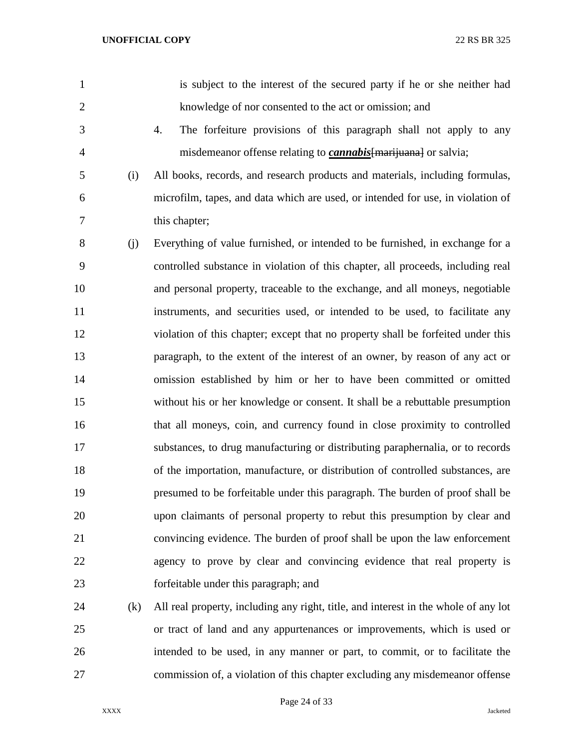is subject to the interest of the secured party if he or she neither had knowledge of nor consented to the act or omission; and

4. The forfeiture provisions of this paragraph shall not apply to any misdemeanor offense relating to ***cannabis***~~[marijuana]~~ or salvia;

(i) All books, records, and research products and materials, including formulas, microfilm, tapes, and data which are used, or intended for use, in violation of this chapter;

(j) Everything of value furnished, or intended to be furnished, in exchange for a controlled substance in violation of this chapter, all proceeds, including real and personal property, traceable to the exchange, and all moneys, negotiable instruments, and securities used, or intended to be used, to facilitate any violation of this chapter; except that no property shall be forfeited under this paragraph, to the extent of the interest of an owner, by reason of any act or omission established by him or her to have been committed or omitted without his or her knowledge or consent. It shall be a rebuttable presumption that all moneys, coin, and currency found in close proximity to controlled substances, to drug manufacturing or distributing paraphernalia, or to records of the importation, manufacture, or distribution of controlled substances, are presumed to be forfeitable under this paragraph. The burden of proof shall be upon claimants of personal property to rebut this presumption by clear and convincing evidence. The burden of proof shall be upon the law enforcement agency to prove by clear and convincing evidence that real property is forfeitable under this paragraph; and

(k) All real property, including any right, title, and interest in the whole of any lot or tract of land and any appurtenances or improvements, which is used or intended to be used, in any manner or part, to commit, or to facilitate the commission of, a violation of this chapter excluding any misdemeanor offense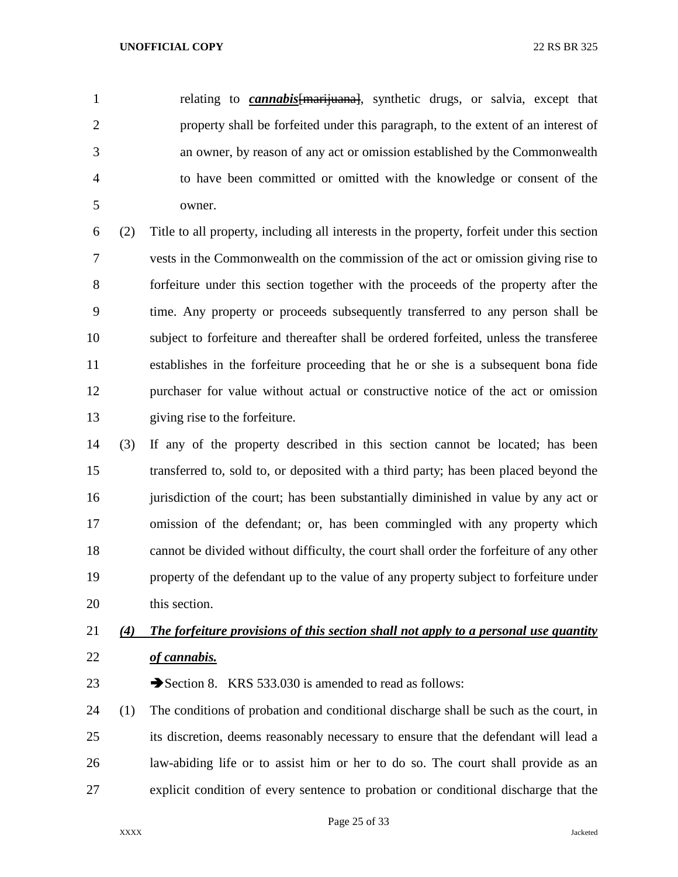relating to ***cannabis***~~[marijuana]~~, synthetic drugs, or salvia, except that property shall be forfeited under this paragraph, to the extent of an interest of an owner, by reason of any act or omission established by the Commonwealth to have been committed or omitted with the knowledge or consent of the owner.

(2) Title to all property, including all interests in the property, forfeit under this section vests in the Commonwealth on the commission of the act or omission giving rise to forfeiture under this section together with the proceeds of the property after the time. Any property or proceeds subsequently transferred to any person shall be subject to forfeiture and thereafter shall be ordered forfeited, unless the transferee establishes in the forfeiture proceeding that he or she is a subsequent bona fide purchaser for value without actual or constructive notice of the act or omission giving rise to the forfeiture.

(3) If any of the property described in this section cannot be located; has been transferred to, sold to, or deposited with a third party; has been placed beyond the jurisdiction of the court; has been substantially diminished in value by any act or omission of the defendant; or, has been commingled with any property which cannot be divided without difficulty, the court shall order the forfeiture of any other property of the defendant up to the value of any property subject to forfeiture under this section.

***(4) The forfeiture provisions of this section shall not apply to a personal use quantity of cannabis.***

➔Section 8. KRS 533.030 is amended to read as follows:

(1) The conditions of probation and conditional discharge shall be such as the court, in its discretion, deems reasonably necessary to ensure that the defendant will lead a law-abiding life or to assist him or her to do so. The court shall provide as an explicit condition of every sentence to probation or conditional discharge that the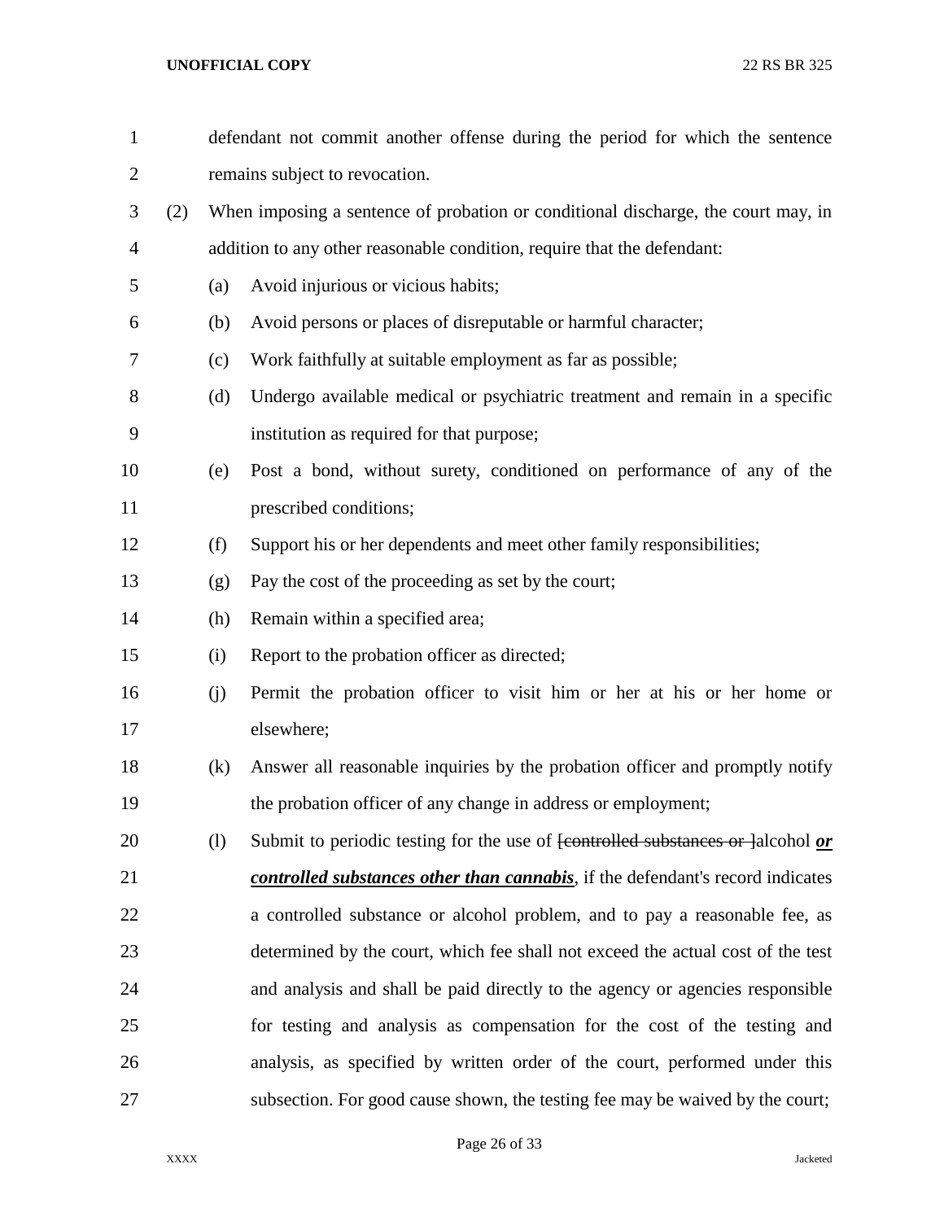defendant not commit another offense during the period for which the sentence remains subject to revocation.

(2) When imposing a sentence of probation or conditional discharge, the court may, in addition to any other reasonable condition, require that the defendant:

(a) Avoid injurious or vicious habits;

(b) Avoid persons or places of disreputable or harmful character;

(c) Work faithfully at suitable employment as far as possible;

(d) Undergo available medical or psychiatric treatment and remain in a specific institution as required for that purpose;

(e) Post a bond, without surety, conditioned on performance of any of the prescribed conditions;

(f) Support his or her dependents and meet other family responsibilities;

(g) Pay the cost of the proceeding as set by the court;

(h) Remain within a specified area;

(i) Report to the probation officer as directed;

(j) Permit the probation officer to visit him or her at his or her home or elsewhere;

(k) Answer all reasonable inquiries by the probation officer and promptly notify the probation officer of any change in address or employment;

(l) Submit to periodic testing for the use of ~~[controlled substances or ]~~alcohol ***or controlled substances other than cannabis***, if the defendant's record indicates a controlled substance or alcohol problem, and to pay a reasonable fee, as determined by the court, which fee shall not exceed the actual cost of the test and analysis and shall be paid directly to the agency or agencies responsible for testing and analysis as compensation for the cost of the testing and analysis, as specified by written order of the court, performed under this subsection. For good cause shown, the testing fee may be waived by the court;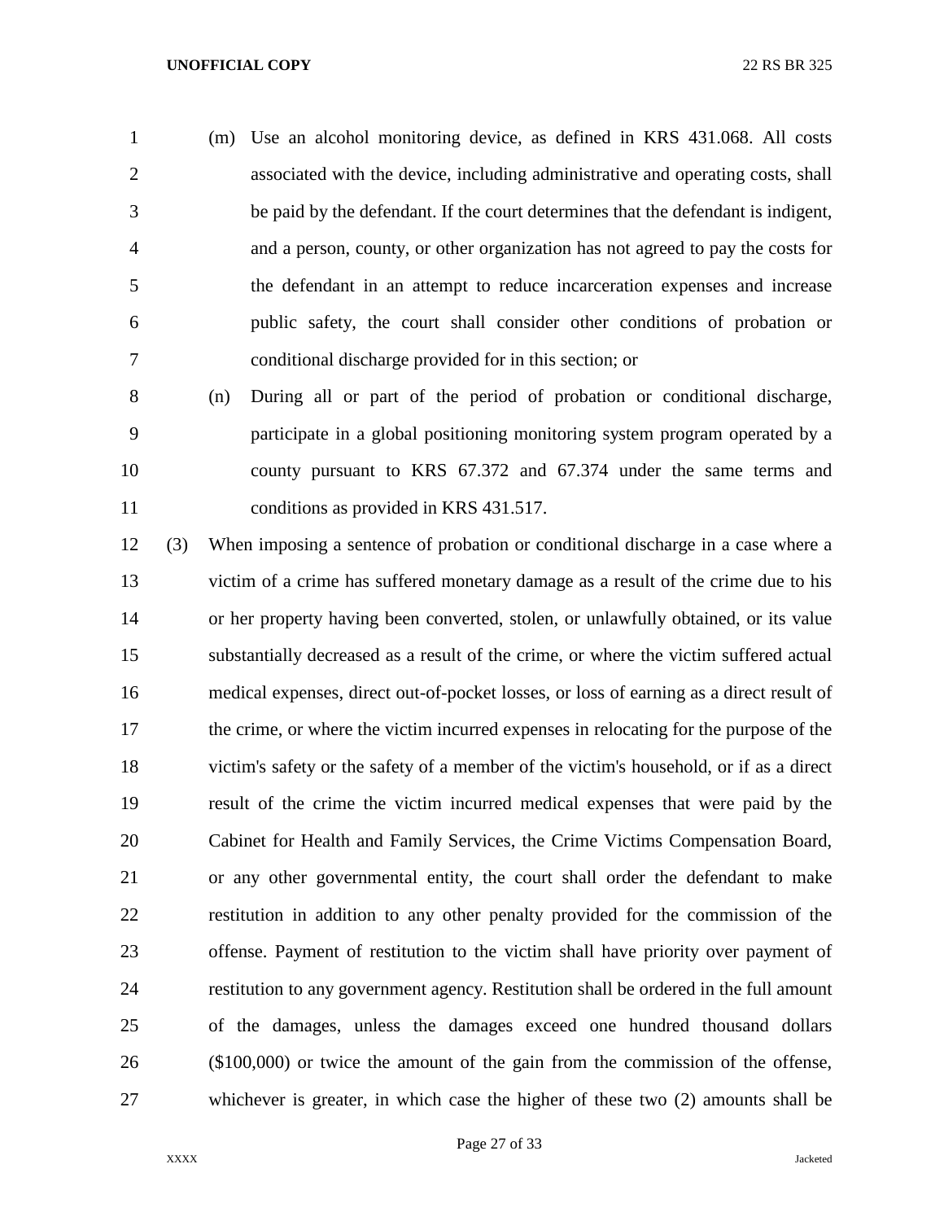(m) Use an alcohol monitoring device, as defined in KRS 431.068. All costs associated with the device, including administrative and operating costs, shall be paid by the defendant. If the court determines that the defendant is indigent, and a person, county, or other organization has not agreed to pay the costs for the defendant in an attempt to reduce incarceration expenses and increase public safety, the court shall consider other conditions of probation or conditional discharge provided for in this section; or

(n) During all or part of the period of probation or conditional discharge, participate in a global positioning monitoring system program operated by a county pursuant to KRS 67.372 and 67.374 under the same terms and conditions as provided in KRS 431.517.

(3) When imposing a sentence of probation or conditional discharge in a case where a victim of a crime has suffered monetary damage as a result of the crime due to his or her property having been converted, stolen, or unlawfully obtained, or its value substantially decreased as a result of the crime, or where the victim suffered actual medical expenses, direct out-of-pocket losses, or loss of earning as a direct result of the crime, or where the victim incurred expenses in relocating for the purpose of the victim's safety or the safety of a member of the victim's household, or if as a direct result of the crime the victim incurred medical expenses that were paid by the Cabinet for Health and Family Services, the Crime Victims Compensation Board, or any other governmental entity, the court shall order the defendant to make restitution in addition to any other penalty provided for the commission of the offense. Payment of restitution to the victim shall have priority over payment of restitution to any government agency. Restitution shall be ordered in the full amount of the damages, unless the damages exceed one hundred thousand dollars ($100,000) or twice the amount of the gain from the commission of the offense, whichever is greater, in which case the higher of these two (2) amounts shall be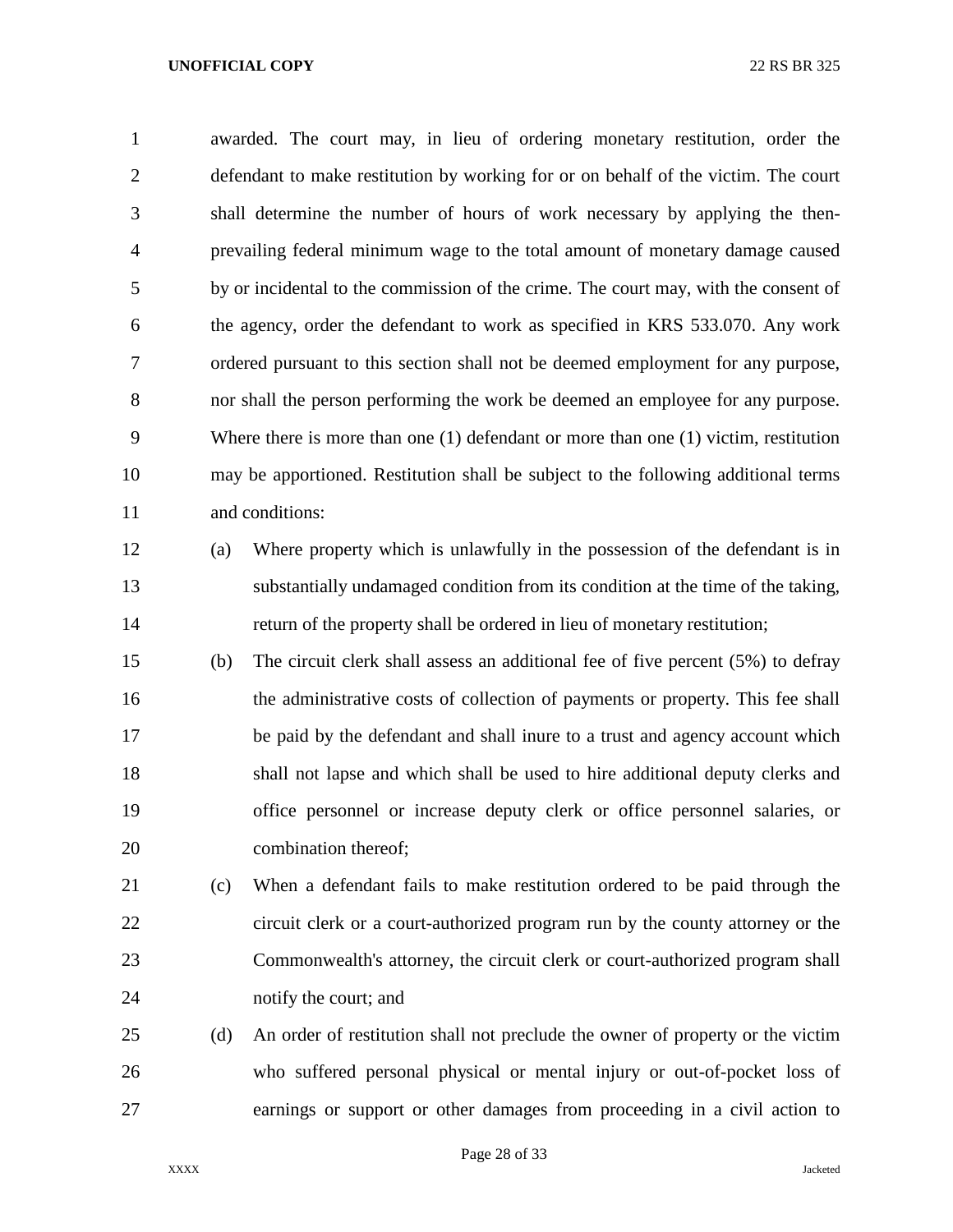awarded. The court may, in lieu of ordering monetary restitution, order the defendant to make restitution by working for or on behalf of the victim. The court shall determine the number of hours of work necessary by applying the then-prevailing federal minimum wage to the total amount of monetary damage caused by or incidental to the commission of the crime. The court may, with the consent of the agency, order the defendant to work as specified in KRS 533.070. Any work ordered pursuant to this section shall not be deemed employment for any purpose, nor shall the person performing the work be deemed an employee for any purpose. Where there is more than one (1) defendant or more than one (1) victim, restitution may be apportioned. Restitution shall be subject to the following additional terms and conditions:

(a) Where property which is unlawfully in the possession of the defendant is in substantially undamaged condition from its condition at the time of the taking, return of the property shall be ordered in lieu of monetary restitution;

(b) The circuit clerk shall assess an additional fee of five percent (5%) to defray the administrative costs of collection of payments or property. This fee shall be paid by the defendant and shall inure to a trust and agency account which shall not lapse and which shall be used to hire additional deputy clerks and office personnel or increase deputy clerk or office personnel salaries, or combination thereof;

(c) When a defendant fails to make restitution ordered to be paid through the circuit clerk or a court-authorized program run by the county attorney or the Commonwealth's attorney, the circuit clerk or court-authorized program shall notify the court; and

(d) An order of restitution shall not preclude the owner of property or the victim who suffered personal physical or mental injury or out-of-pocket loss of earnings or support or other damages from proceeding in a civil action to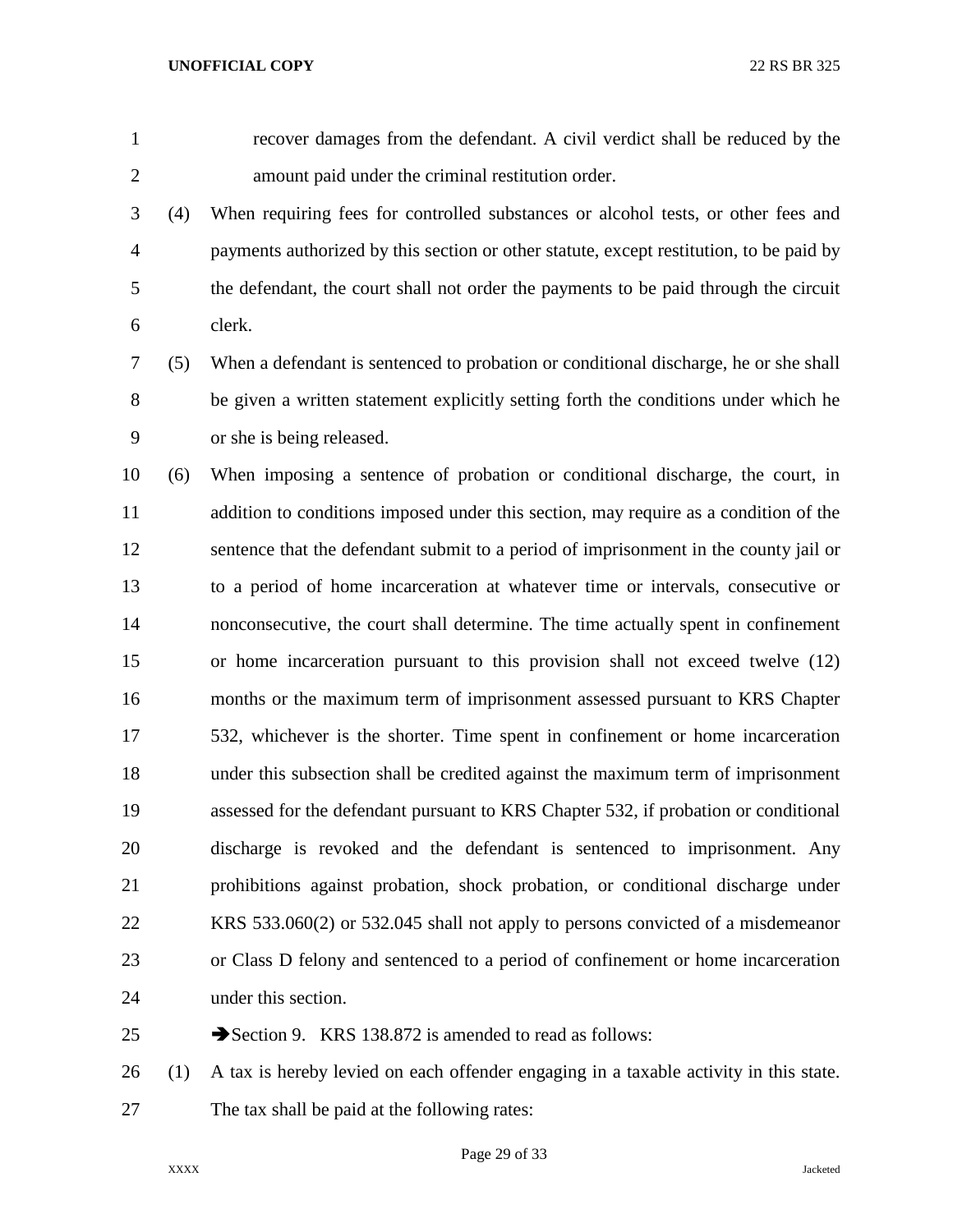recover damages from the defendant. A civil verdict shall be reduced by the amount paid under the criminal restitution order.

(4) When requiring fees for controlled substances or alcohol tests, or other fees and payments authorized by this section or other statute, except restitution, to be paid by the defendant, the court shall not order the payments to be paid through the circuit clerk.

(5) When a defendant is sentenced to probation or conditional discharge, he or she shall be given a written statement explicitly setting forth the conditions under which he or she is being released.

(6) When imposing a sentence of probation or conditional discharge, the court, in addition to conditions imposed under this section, may require as a condition of the sentence that the defendant submit to a period of imprisonment in the county jail or to a period of home incarceration at whatever time or intervals, consecutive or nonconsecutive, the court shall determine. The time actually spent in confinement or home incarceration pursuant to this provision shall not exceed twelve (12) months or the maximum term of imprisonment assessed pursuant to KRS Chapter 532, whichever is the shorter. Time spent in confinement or home incarceration under this subsection shall be credited against the maximum term of imprisonment assessed for the defendant pursuant to KRS Chapter 532, if probation or conditional discharge is revoked and the defendant is sentenced to imprisonment. Any prohibitions against probation, shock probation, or conditional discharge under KRS 533.060(2) or 532.045 shall not apply to persons convicted of a misdemeanor or Class D felony and sentenced to a period of confinement or home incarceration under this section.

➔Section 9. KRS 138.872 is amended to read as follows:

(1) A tax is hereby levied on each offender engaging in a taxable activity in this state. The tax shall be paid at the following rates: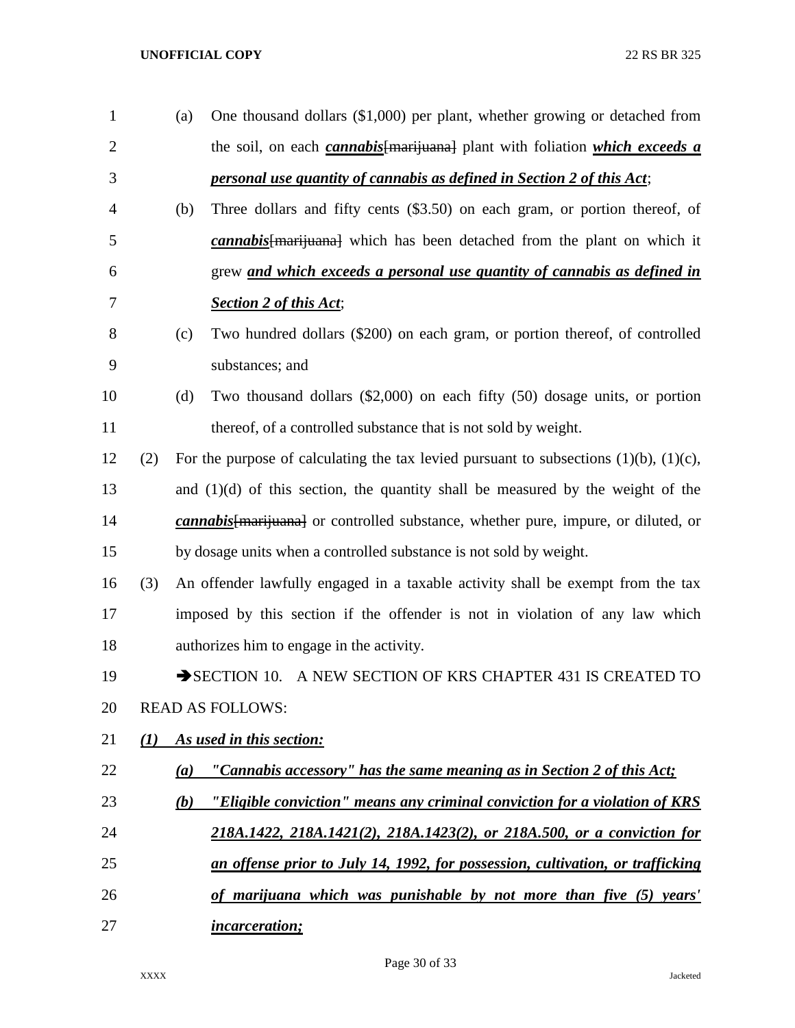(a) One thousand dollars ($1,000) per plant, whether growing or detached from the soil, on each ***cannabis***~~[marijuana]~~ plant with foliation ***which exceeds a personal use quantity of cannabis as defined in Section 2 of this Act***;

(b) Three dollars and fifty cents ($3.50) on each gram, or portion thereof, of ***cannabis***~~[marijuana]~~ which has been detached from the plant on which it grew ***and which exceeds a personal use quantity of cannabis as defined in Section 2 of this Act***;

(c) Two hundred dollars ($200) on each gram, or portion thereof, of controlled substances; and

(d) Two thousand dollars ($2,000) on each fifty (50) dosage units, or portion thereof, of a controlled substance that is not sold by weight.

(2) For the purpose of calculating the tax levied pursuant to subsections (1)(b), (1)(c), and (1)(d) of this section, the quantity shall be measured by the weight of the ***cannabis***~~[marijuana]~~ or controlled substance, whether pure, impure, or diluted, or by dosage units when a controlled substance is not sold by weight.

(3) An offender lawfully engaged in a taxable activity shall be exempt from the tax imposed by this section if the offender is not in violation of any law which authorizes him to engage in the activity.

➔SECTION 10. A NEW SECTION OF KRS CHAPTER 431 IS CREATED TO READ AS FOLLOWS:

***(1) As used in this section:***

***(a) "Cannabis accessory" has the same meaning as in Section 2 of this Act;***

***(b) "Eligible conviction" means any criminal conviction for a violation of KRS 218A.1422, 218A.1421(2), 218A.1423(2), or 218A.500, or a conviction for an offense prior to July 14, 1992, for possession, cultivation, or trafficking of marijuana which was punishable by not more than five (5) years' incarceration;***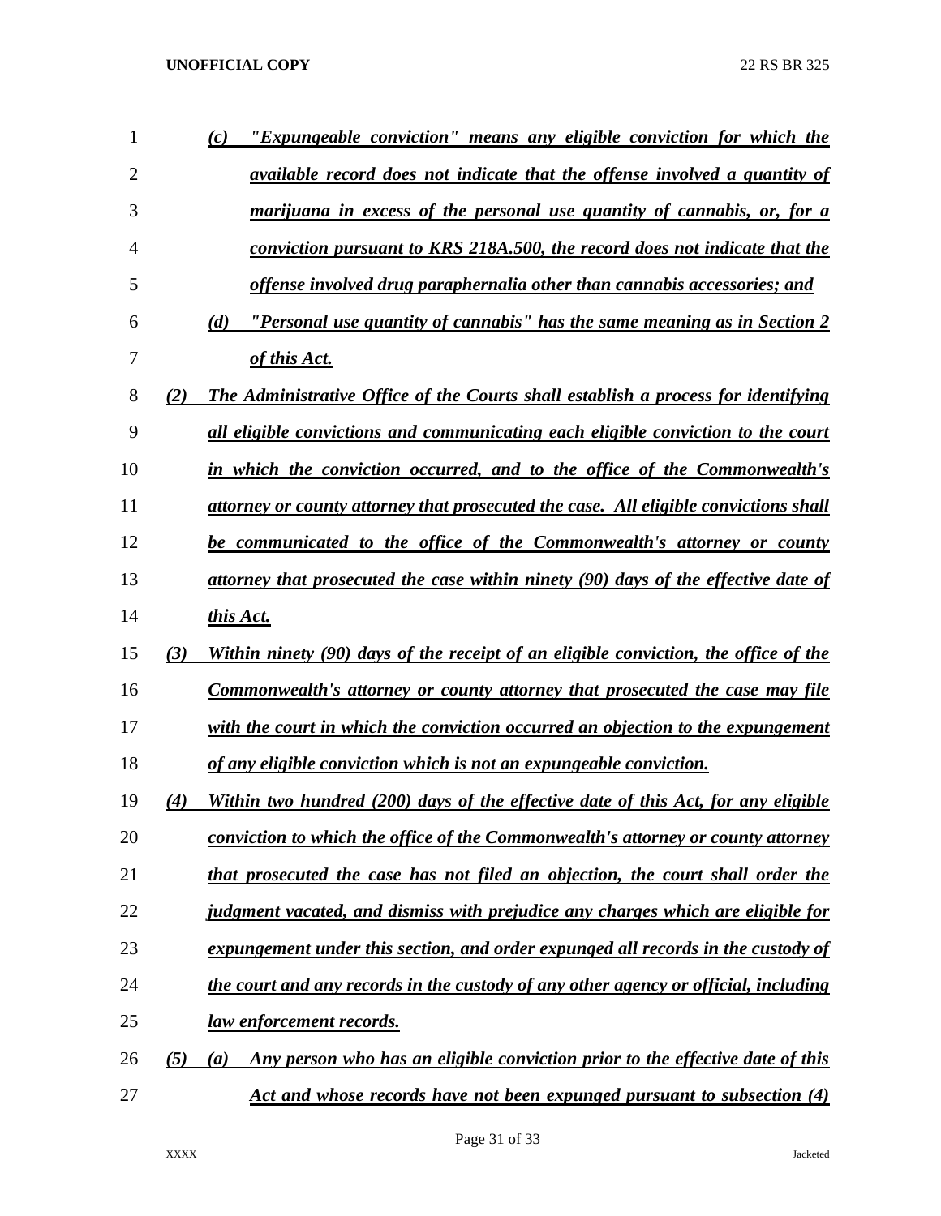*(c) "Expungeable conviction" means any eligible conviction for which the available record does not indicate that the offense involved a quantity of marijuana in excess of the personal use quantity of cannabis, or, for a conviction pursuant to KRS 218A.500, the record does not indicate that the offense involved drug paraphernalia other than cannabis accessories; and*

*(d) "Personal use quantity of cannabis" has the same meaning as in Section 2 of this Act.*

*(2) The Administrative Office of the Courts shall establish a process for identifying all eligible convictions and communicating each eligible conviction to the court in which the conviction occurred, and to the office of the Commonwealth's attorney or county attorney that prosecuted the case. All eligible convictions shall be communicated to the office of the Commonwealth's attorney or county attorney that prosecuted the case within ninety (90) days of the effective date of this Act.*

*(3) Within ninety (90) days of the receipt of an eligible conviction, the office of the Commonwealth's attorney or county attorney that prosecuted the case may file with the court in which the conviction occurred an objection to the expungement of any eligible conviction which is not an expungeable conviction.*

*(4) Within two hundred (200) days of the effective date of this Act, for any eligible conviction to which the office of the Commonwealth's attorney or county attorney that prosecuted the case has not filed an objection, the court shall order the judgment vacated, and dismiss with prejudice any charges which are eligible for expungement under this section, and order expunged all records in the custody of the court and any records in the custody of any other agency or official, including law enforcement records.*

*(5) (a) Any person who has an eligible conviction prior to the effective date of this Act and whose records have not been expunged pursuant to subsection (4)*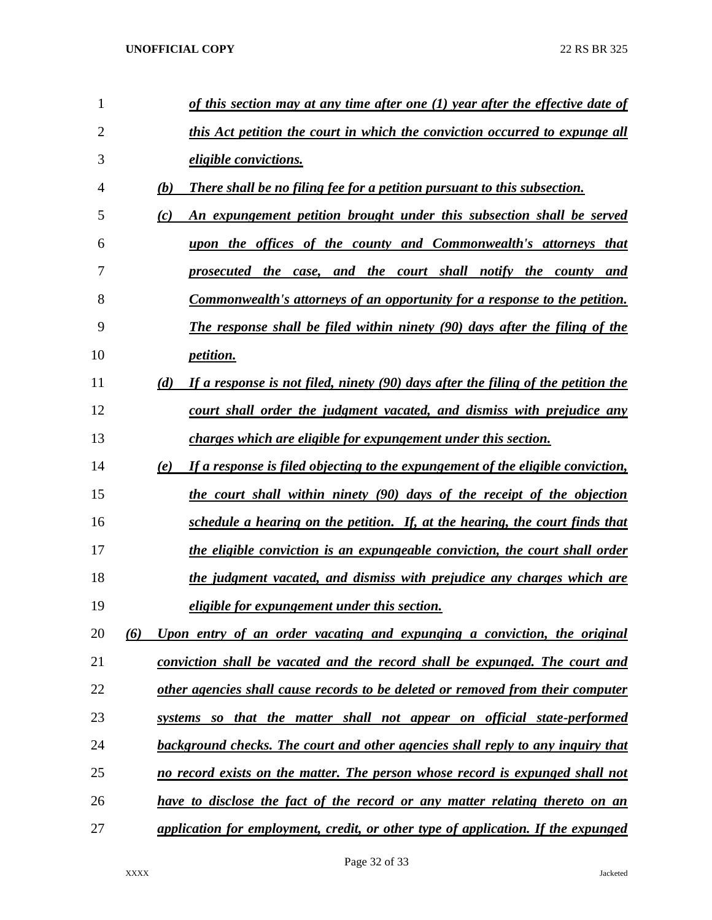*of this section may at any time after one (1) year after the effective date of this Act petition the court in which the conviction occurred to expunge all eligible convictions.*

*(b) There shall be no filing fee for a petition pursuant to this subsection.*

*(c) An expungement petition brought under this subsection shall be served upon the offices of the county and Commonwealth's attorneys that prosecuted the case, and the court shall notify the county and Commonwealth's attorneys of an opportunity for a response to the petition. The response shall be filed within ninety (90) days after the filing of the petition.*

*(d) If a response is not filed, ninety (90) days after the filing of the petition the court shall order the judgment vacated, and dismiss with prejudice any charges which are eligible for expungement under this section.*

*(e) If a response is filed objecting to the expungement of the eligible conviction, the court shall within ninety (90) days of the receipt of the objection schedule a hearing on the petition. If, at the hearing, the court finds that the eligible conviction is an expungeable conviction, the court shall order the judgment vacated, and dismiss with prejudice any charges which are eligible for expungement under this section.*

*(6) Upon entry of an order vacating and expunging a conviction, the original conviction shall be vacated and the record shall be expunged. The court and other agencies shall cause records to be deleted or removed from their computer systems so that the matter shall not appear on official state-performed background checks. The court and other agencies shall reply to any inquiry that no record exists on the matter. The person whose record is expunged shall not have to disclose the fact of the record or any matter relating thereto on an application for employment, credit, or other type of application. If the expunged*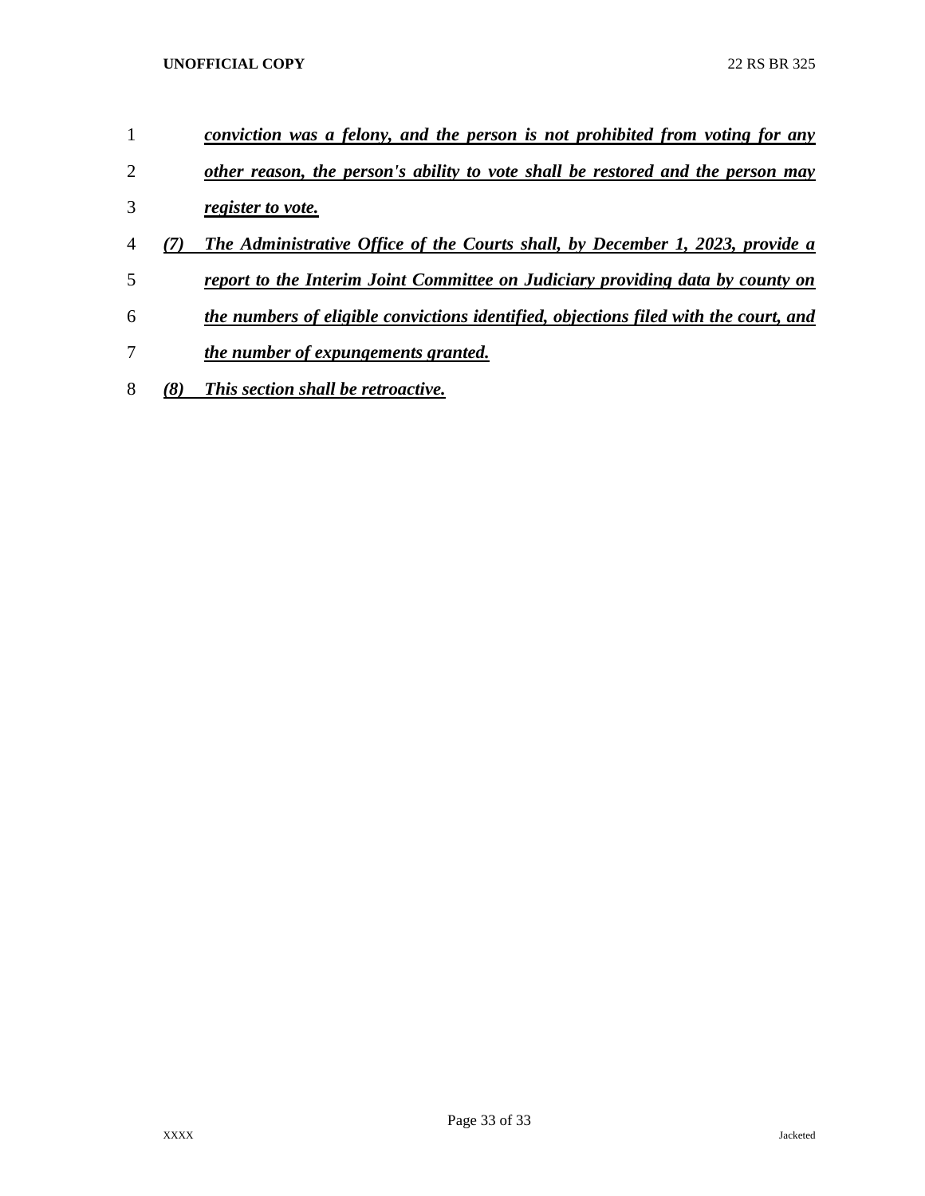***conviction was a felony, and the person is not prohibited from voting for any other reason, the person's ability to vote shall be restored and the person may register to vote.***

***(7) The Administrative Office of the Courts shall, by December 1, 2023, provide a report to the Interim Joint Committee on Judiciary providing data by county on the numbers of eligible convictions identified, objections filed with the court, and the number of expungements granted.***

***(8) This section shall be retroactive.***